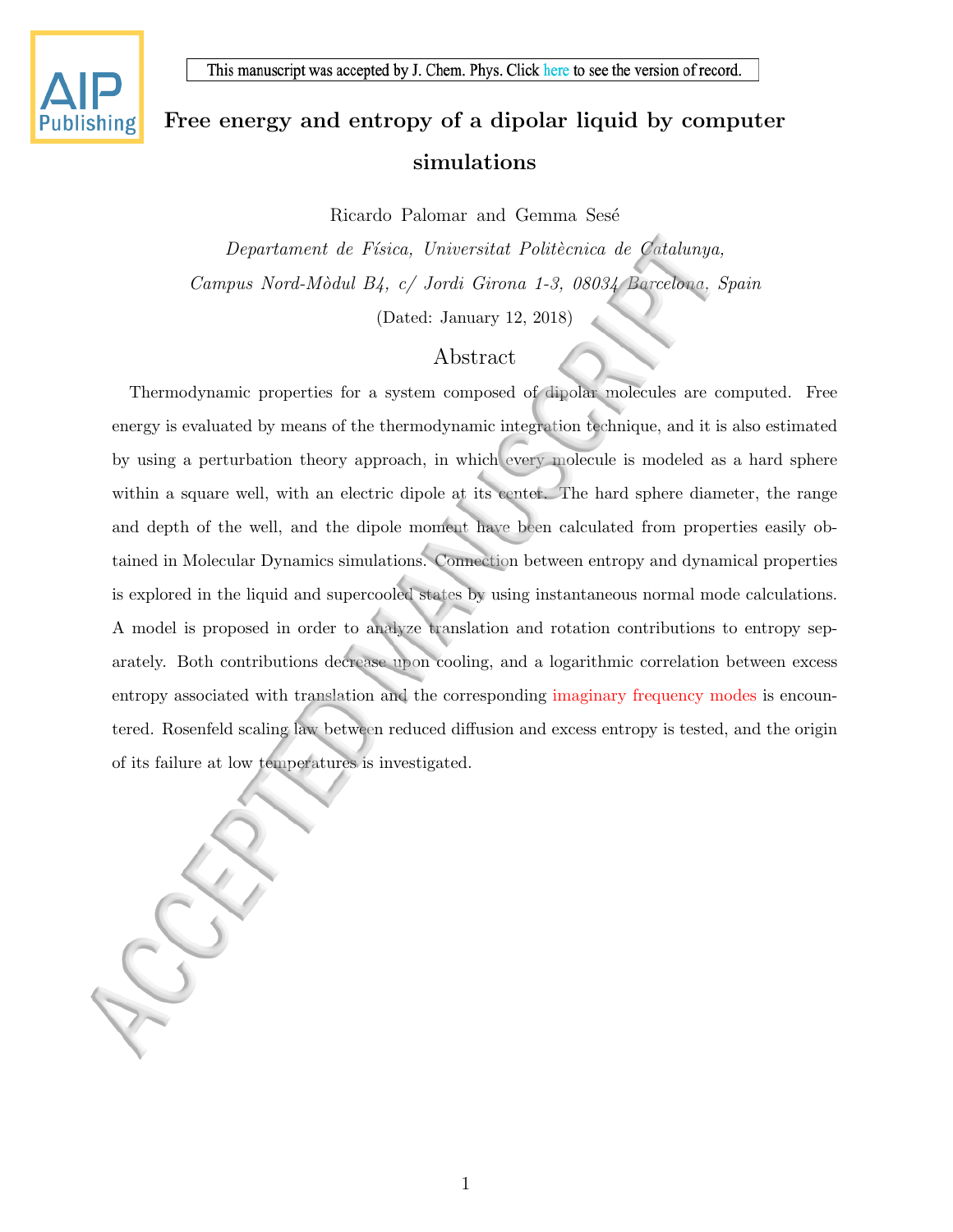# Free energy and entropy of a dipolar liquid by computer simulations

Ricardo Palomar and Gemma Sesé

*Departament de Física, Universitat Politècnica de Catalunya,*
*Campus Nord-Mòdul B4, c/ Jordi Girona 1-3, 08034 Barcelona, Spain*

(Dated: January 12, 2018)

## Abstract

Thermodynamic properties for a system composed of dipolar molecules are computed. Free energy is evaluated by means of the thermodynamic integration technique, and it is also estimated by using a perturbation theory approach, in which every molecule is modeled as a hard sphere within a square well, with an electric dipole at its center. The hard sphere diameter, the range and depth of the well, and the dipole moment have been calculated from properties easily obtained in Molecular Dynamics simulations. Connection between entropy and dynamical properties is explored in the liquid and supercooled states by using instantaneous normal mode calculations. A model is proposed in order to analyze translation and rotation contributions to entropy separately. Both contributions decrease upon cooling, and a logarithmic correlation between excess entropy associated with translation and the corresponding imaginary frequency modes is encountered. Rosenfeld scaling law between reduced diffusion and excess entropy is tested, and the origin of its failure at low temperatures is investigated.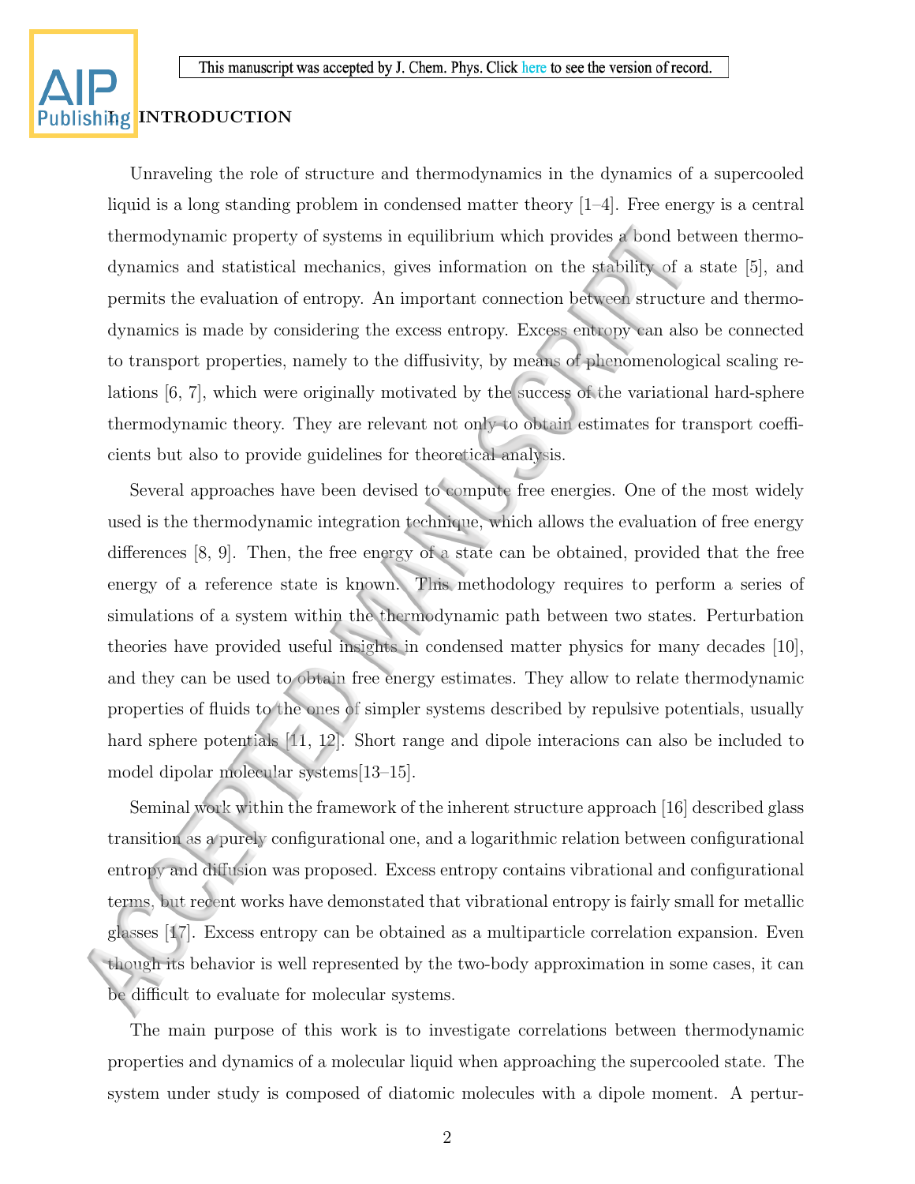# I. INTRODUCTION

Unraveling the role of structure and thermodynamics in the dynamics of a supercooled liquid is a long standing problem in condensed matter theory [1–4]. Free energy is a central thermodynamic property of systems in equilibrium which provides a bond between thermodynamics and statistical mechanics, gives information on the stability of a state [5], and permits the evaluation of entropy. An important connection between structure and thermodynamics is made by considering the excess entropy. Excess entropy can also be connected to transport properties, namely to the diffusivity, by means of phenomenological scaling relations [6, 7], which were originally motivated by the success of the variational hard-sphere thermodynamic theory. They are relevant not only to obtain estimates for transport coefficients but also to provide guidelines for theoretical analysis.

Several approaches have been devised to compute free energies. One of the most widely used is the thermodynamic integration technique, which allows the evaluation of free energy differences [8, 9]. Then, the free energy of a state can be obtained, provided that the free energy of a reference state is known. This methodology requires to perform a series of simulations of a system within the thermodynamic path between two states. Perturbation theories have provided useful insights in condensed matter physics for many decades [10], and they can be used to obtain free energy estimates. They allow to relate thermodynamic properties of fluids to the ones of simpler systems described by repulsive potentials, usually hard sphere potentials [11, 12]. Short range and dipole interacions can also be included to model dipolar molecular systems[13–15].

Seminal work within the framework of the inherent structure approach [16] described glass transition as a purely configurational one, and a logarithmic relation between configurational entropy and diffusion was proposed. Excess entropy contains vibrational and configurational terms, but recent works have demonstated that vibrational entropy is fairly small for metallic glasses [17]. Excess entropy can be obtained as a multiparticle correlation expansion. Even though its behavior is well represented by the two-body approximation in some cases, it can be difficult to evaluate for molecular systems.

The main purpose of this work is to investigate correlations between thermodynamic properties and dynamics of a molecular liquid when approaching the supercooled state. The system under study is composed of diatomic molecules with a dipole moment. A pertur-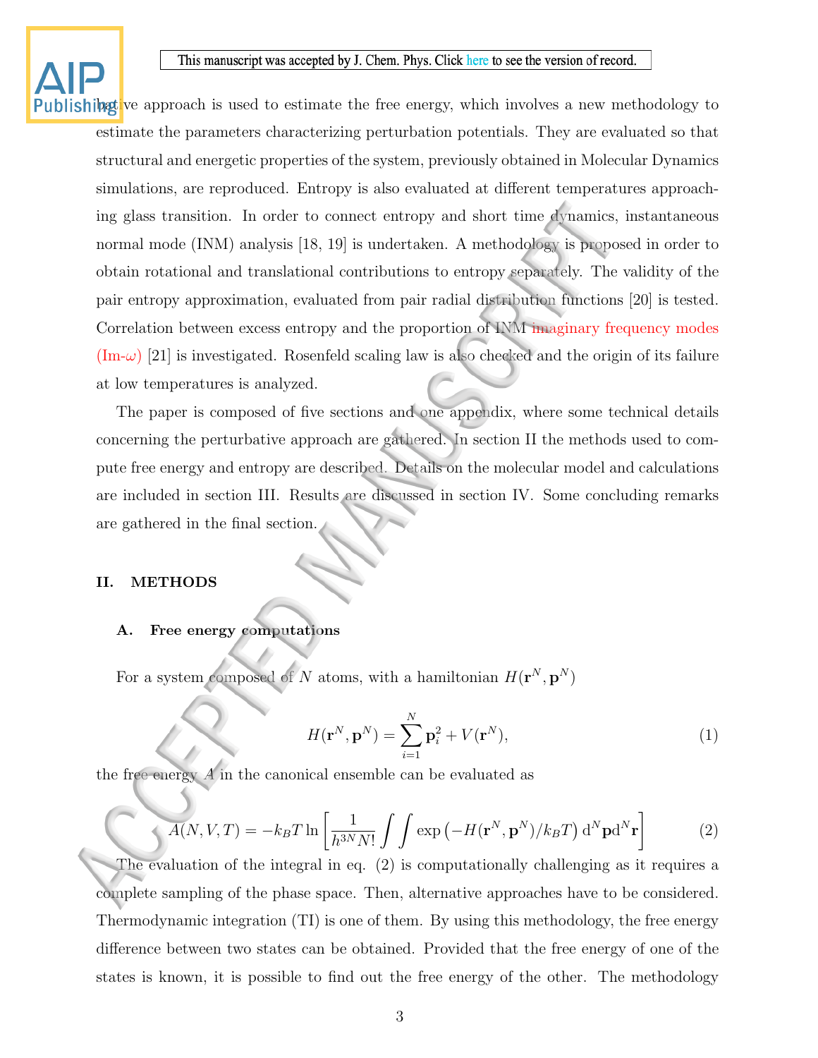bative approach is used to estimate the free energy, which involves a new methodology to estimate the parameters characterizing perturbation potentials. They are evaluated so that structural and energetic properties of the system, previously obtained in Molecular Dynamics simulations, are reproduced. Entropy is also evaluated at different temperatures approaching glass transition. In order to connect entropy and short time dynamics, instantaneous normal mode (INM) analysis [18, 19] is undertaken. A methodology is proposed in order to obtain rotational and translational contributions to entropy separately. The validity of the pair entropy approximation, evaluated from pair radial distribution functions [20] is tested. Correlation between excess entropy and the proportion of INM imaginary frequency modes (Im-$\omega$) [21] is investigated. Rosenfeld scaling law is also checked and the origin of its failure at low temperatures is analyzed.

The paper is composed of five sections and one appendix, where some technical details concerning the perturbative approach are gathered. In section II the methods used to compute free energy and entropy are described. Details on the molecular model and calculations are included in section III. Results are discussed in section IV. Some concluding remarks are gathered in the final section.

## II. METHODS

### A. Free energy computations

For a system composed of $N$ atoms, with a hamiltonian $H(\mathbf{r}^N, \mathbf{p}^N)$

$$H(\mathbf{r}^N, \mathbf{p}^N) = \sum_{i=1}^{N} \mathbf{p}_i^2 + V(\mathbf{r}^N), \tag{1}$$

the free energy $A$ in the canonical ensemble can be evaluated as

$$A(N, V, T) = -k_B T \ln \left[ \frac{1}{h^{3N} N!} \int \int \exp\left(-H(\mathbf{r}^N, \mathbf{p}^N)/k_B T\right) \mathrm{d}^N \mathbf{p} \mathrm{d}^N \mathbf{r} \right] \tag{2}$$

The evaluation of the integral in eq. (2) is computationally challenging as it requires a complete sampling of the phase space. Then, alternative approaches have to be considered. Thermodynamic integration (TI) is one of them. By using this methodology, the free energy difference between two states can be obtained. Provided that the free energy of one of the states is known, it is possible to find out the free energy of the other. The methodology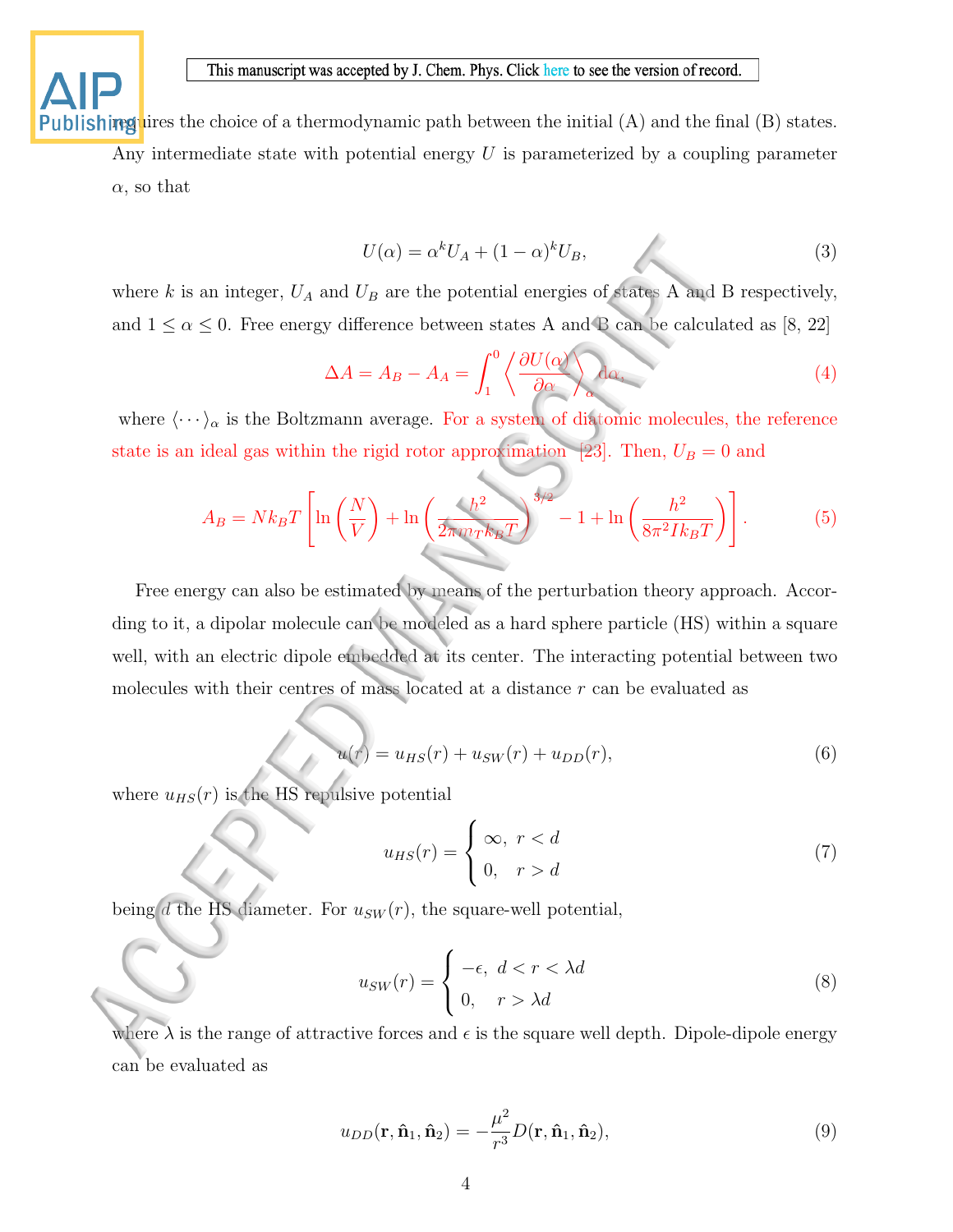requires the choice of a thermodynamic path between the initial (A) and the final (B) states. Any intermediate state with potential energy $U$ is parameterized by a coupling parameter $\alpha$, so that

$$U(\alpha) = \alpha^k U_A + (1-\alpha)^k U_B, \tag{3}$$

where $k$ is an integer, $U_A$ and $U_B$ are the potential energies of states A and B respectively, and $1 \leq \alpha \leq 0$. Free energy difference between states A and B can be calculated as [8, 22]

$$\Delta A = A_B - A_A = \int_1^0 \left\langle \frac{\partial U(\alpha)}{\partial \alpha} \right\rangle_\alpha \mathrm{d}\alpha, \tag{4}$$

where $\langle \cdots \rangle_\alpha$ is the Boltzmann average. For a system of diatomic molecules, the reference state is an ideal gas within the rigid rotor approximation [23]. Then, $U_B = 0$ and

$$A_B = N k_B T \left[ \ln\left(\frac{N}{V}\right) + \ln\left(\frac{h^2}{2\pi m_T k_B T}\right)^{3/2} - 1 + \ln\left(\frac{h^2}{8\pi^2 I k_B T}\right) \right]. \tag{5}$$

Free energy can also be estimated by means of the perturbation theory approach. According to it, a dipolar molecule can be modeled as a hard sphere particle (HS) within a square well, with an electric dipole embedded at its center. The interacting potential between two molecules with their centres of mass located at a distance $r$ can be evaluated as

$$u(r) = u_{HS}(r) + u_{SW}(r) + u_{DD}(r), \tag{6}$$

where $u_{HS}(r)$ is the HS repulsive potential

$$u_{HS}(r) = \begin{cases} \infty, & r < d \\ 0, & r > d \end{cases} \tag{7}$$

being $d$ the HS diameter. For $u_{SW}(r)$, the square-well potential,

$$u_{SW}(r) = \begin{cases} -\epsilon, & d < r < \lambda d \\ 0, & r > \lambda d \end{cases} \tag{8}$$

where $\lambda$ is the range of attractive forces and $\epsilon$ is the square well depth. Dipole-dipole energy can be evaluated as

$$u_{DD}(\mathbf{r}, \hat{\mathbf{n}}_1, \hat{\mathbf{n}}_2) = -\frac{\mu^2}{r^3} D(\mathbf{r}, \hat{\mathbf{n}}_1, \hat{\mathbf{n}}_2), \tag{9}$$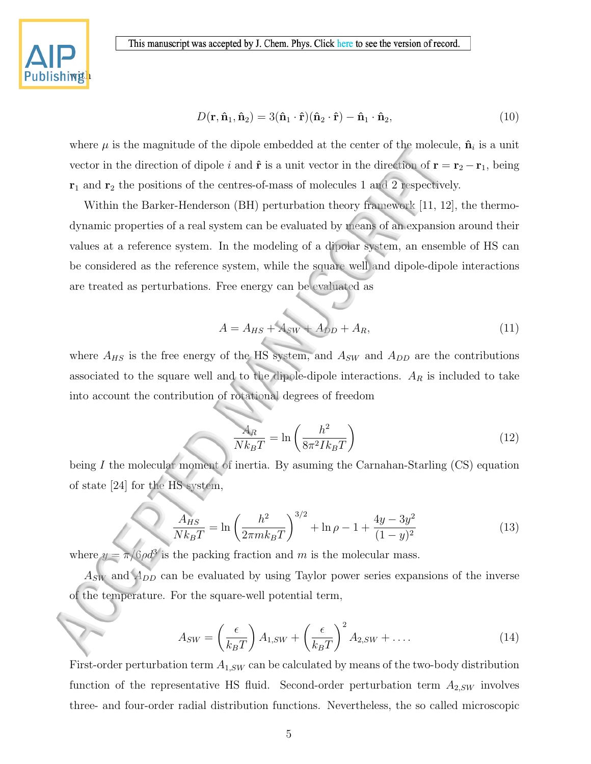with

$$D(\mathbf{r}, \hat{\mathbf{n}}_1, \hat{\mathbf{n}}_2) = 3(\hat{\mathbf{n}}_1 \cdot \hat{\mathbf{r}})(\hat{\mathbf{n}}_2 \cdot \hat{\mathbf{r}}) - \hat{\mathbf{n}}_1 \cdot \hat{\mathbf{n}}_2, \tag{10}$$

where $\mu$ is the magnitude of the dipole embedded at the center of the molecule, $\hat{\mathbf{n}}_i$ is a unit vector in the direction of dipole $i$ and $\hat{\mathbf{r}}$ is a unit vector in the direction of $\mathbf{r} = \mathbf{r}_2 - \mathbf{r}_1$, being $\mathbf{r}_1$ and $\mathbf{r}_2$ the positions of the centres-of-mass of molecules 1 and 2 respectively.

Within the Barker-Henderson (BH) perturbation theory framework [11, 12], the thermodynamic properties of a real system can be evaluated by means of an expansion around their values at a reference system. In the modeling of a dipolar system, an ensemble of HS can be considered as the reference system, while the square well and dipole-dipole interactions are treated as perturbations. Free energy can be evaluated as

$$A = A_{HS} + A_{SW} + A_{DD} + A_R, \tag{11}$$

where $A_{HS}$ is the free energy of the HS system, and $A_{SW}$ and $A_{DD}$ are the contributions associated to the square well and to the dipole-dipole interactions. $A_R$ is included to take into account the contribution of rotational degrees of freedom

$$\frac{A_R}{Nk_BT} = \ln\left(\frac{h^2}{8\pi^2 I k_B T}\right) \tag{12}$$

being $I$ the molecular moment of inertia. By asuming the Carnahan-Starling (CS) equation of state [24] for the HS system,

$$\frac{A_{HS}}{Nk_BT} = \ln\left(\frac{h^2}{2\pi m k_B T}\right)^{3/2} + \ln\rho - 1 + \frac{4y - 3y^2}{(1-y)^2} \tag{13}$$

where $y = \pi/6\rho d^3$ is the packing fraction and $m$ is the molecular mass.

$A_{SW}$ and $A_{DD}$ can be evaluated by using Taylor power series expansions of the inverse of the temperature. For the square-well potential term,

$$A_{SW} = \left(\frac{\epsilon}{k_BT}\right) A_{1,SW} + \left(\frac{\epsilon}{k_BT}\right)^2 A_{2,SW} + \ldots. \tag{14}$$

First-order perturbation term $A_{1,SW}$ can be calculated by means of the two-body distribution function of the representative HS fluid. Second-order perturbation term $A_{2,SW}$ involves three- and four-order radial distribution functions. Nevertheless, the so called microscopic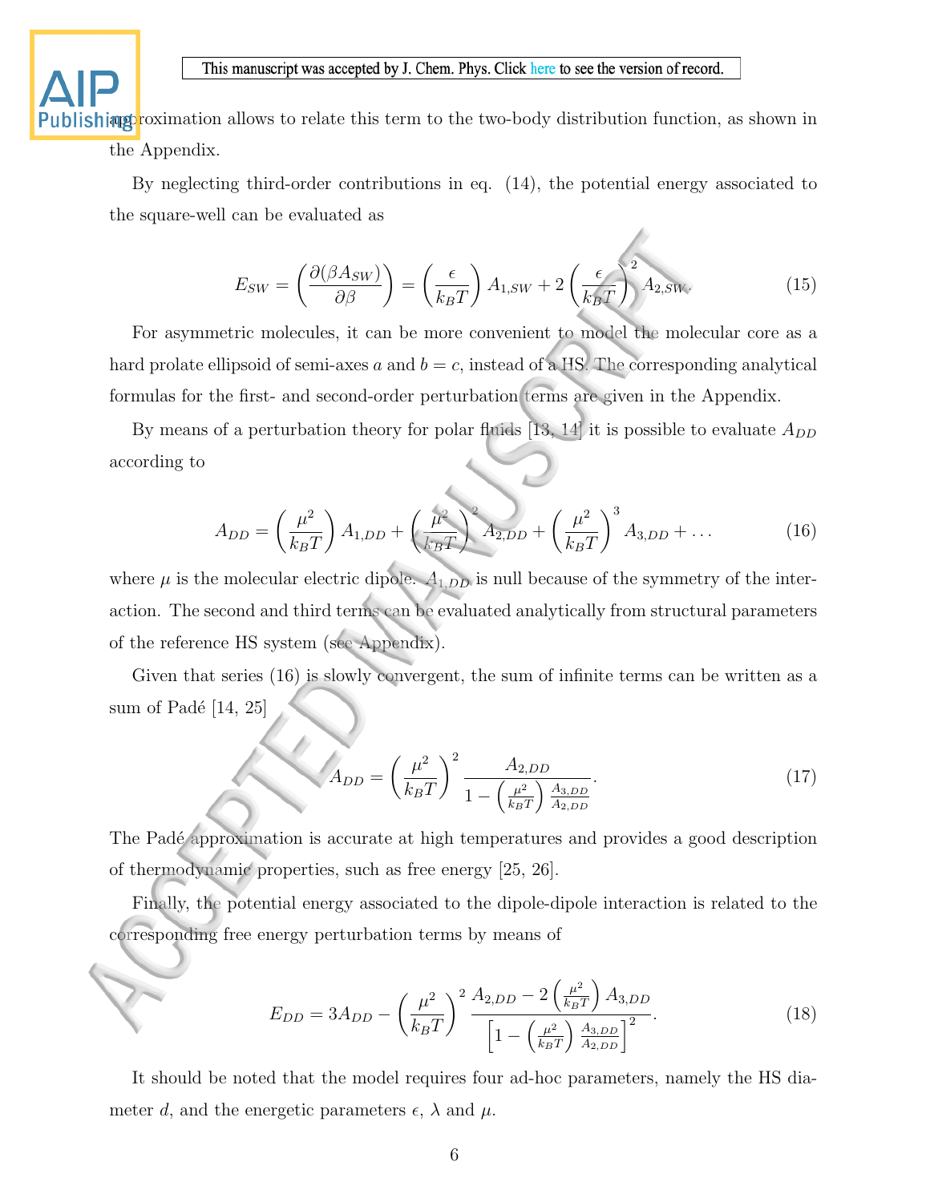approximation allows to relate this term to the two-body distribution function, as shown in the Appendix.

By neglecting third-order contributions in eq. (14), the potential energy associated to the square-well can be evaluated as

$$E_{SW} = \left(\frac{\partial(\beta A_{SW})}{\partial \beta}\right) = \left(\frac{\epsilon}{k_B T}\right) A_{1,SW} + 2\left(\frac{\epsilon}{k_B T}\right)^2 A_{2,SW}. \tag{15}$$

For asymmetric molecules, it can be more convenient to model the molecular core as a hard prolate ellipsoid of semi-axes $a$ and $b = c$, instead of a HS. The corresponding analytical formulas for the first- and second-order perturbation terms are given in the Appendix.

By means of a perturbation theory for polar fluids [13, 14] it is possible to evaluate $A_{DD}$ according to

$$A_{DD} = \left(\frac{\mu^2}{k_B T}\right) A_{1,DD} + \left(\frac{\mu^2}{k_B T}\right)^2 A_{2,DD} + \left(\frac{\mu^2}{k_B T}\right)^3 A_{3,DD} + \ldots \tag{16}$$

where $\mu$ is the molecular electric dipole. $A_{1,DD}$ is null because of the symmetry of the interaction. The second and third terms can be evaluated analytically from structural parameters of the reference HS system (see Appendix).

Given that series (16) is slowly convergent, the sum of infinite terms can be written as a sum of Padé [14, 25]

$$A_{DD} = \left(\frac{\mu^2}{k_B T}\right)^2 \frac{A_{2,DD}}{1 - \left(\frac{\mu^2}{k_B T}\right) \frac{A_{3,DD}}{A_{2,DD}}}. \tag{17}$$

The Padé approximation is accurate at high temperatures and provides a good description of thermodynamic properties, such as free energy [25, 26].

Finally, the potential energy associated to the dipole-dipole interaction is related to the corresponding free energy perturbation terms by means of

$$E_{DD} = 3A_{DD} - \left(\frac{\mu^2}{k_B T}\right)^2 \frac{A_{2,DD} - 2\left(\frac{\mu^2}{k_B T}\right) A_{3,DD}}{\left[1 - \left(\frac{\mu^2}{k_B T}\right) \frac{A_{3,DD}}{A_{2,DD}}\right]^2}. \tag{18}$$

It should be noted that the model requires four ad-hoc parameters, namely the HS diameter $d$, and the energetic parameters $\epsilon$, $\lambda$ and $\mu$.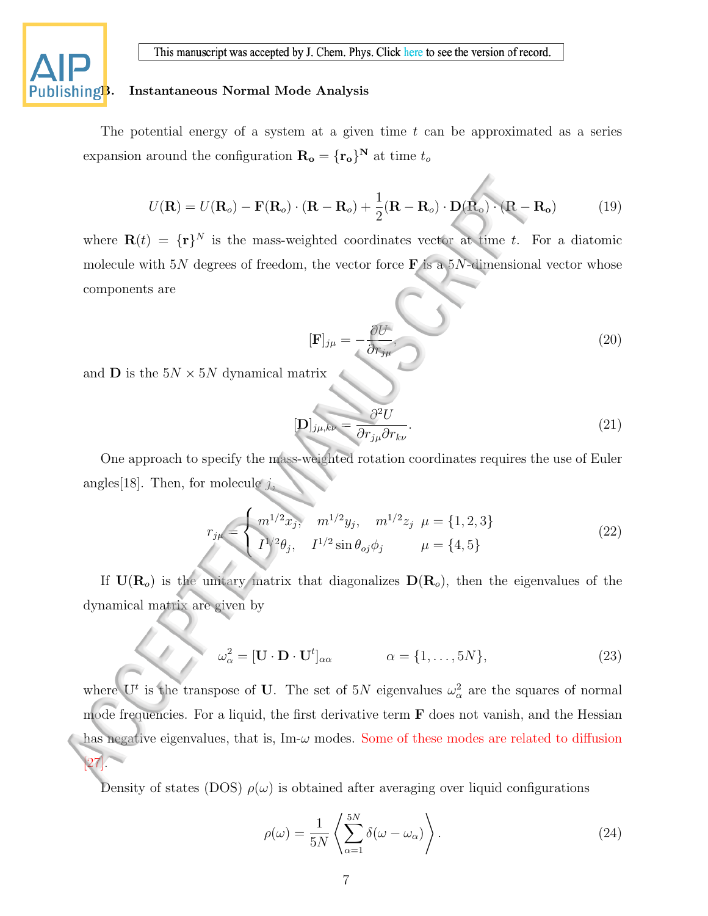### B. Instantaneous Normal Mode Analysis

The potential energy of a system at a given time $t$ can be approximated as a series expansion around the configuration $\mathbf{R_o} = \{\mathbf{r_o}\}^\mathbf{N}$ at time $t_o$

$$U(\mathbf{R}) = U(\mathbf{R}_o) - \mathbf{F}(\mathbf{R}_o)\cdot(\mathbf{R}-\mathbf{R}_o) + \frac{1}{2}(\mathbf{R}-\mathbf{R}_o)\cdot\mathbf{D}(\mathbf{R}_o)\cdot(\mathbf{R}-\mathbf{R_o}) \tag{19}$$

where $\mathbf{R}(t) = \{\mathbf{r}\}^N$ is the mass-weighted coordinates vector at time $t$. For a diatomic molecule with $5N$ degrees of freedom, the vector force $\mathbf{F}$ is a $5N$-dimensional vector whose components are

$$[\mathbf{F}]_{j\mu} = -\frac{\partial U}{\partial r_{j\mu}}, \tag{20}$$

and $\mathbf{D}$ is the $5N \times 5N$ dynamical matrix

$$[\mathbf{D}]_{j\mu,k\nu} = \frac{\partial^2 U}{\partial r_{j\mu}\partial r_{k\nu}}. \tag{21}$$

One approach to specify the mass-weighted rotation coordinates requires the use of Euler angles[18]. Then, for molecule $j$,

$$r_{j\mu} = \begin{cases} m^{1/2}x_j, \quad m^{1/2}y_j, \quad m^{1/2}z_j & \mu = \{1,2,3\} \\ I^{1/2}\theta_j, \quad I^{1/2}\sin\theta_{oj}\phi_j & \mu = \{4,5\} \end{cases} \tag{22}$$

If $\mathbf{U}(\mathbf{R}_o)$ is the unitary matrix that diagonalizes $\mathbf{D}(\mathbf{R}_o)$, then the eigenvalues of the dynamical matrix are given by

$$\omega_\alpha^2 = [\mathbf{U}\cdot\mathbf{D}\cdot\mathbf{U}^t]_{\alpha\alpha} \qquad\qquad \alpha = \{1,\ldots,5N\}, \tag{23}$$

where $\mathrm{U}^t$ is the transpose of $\mathbf{U}$. The set of $5N$ eigenvalues $\omega_\alpha^2$ are the squares of normal mode frequencies. For a liquid, the first derivative term $\mathbf{F}$ does not vanish, and the Hessian has negative eigenvalues, that is, Im-$\omega$ modes. Some of these modes are related to diffusion [27].

Density of states (DOS) $\rho(\omega)$ is obtained after averaging over liquid configurations

$$\rho(\omega) = \frac{1}{5N}\left\langle \sum_{\alpha=1}^{5N}\delta(\omega-\omega_\alpha)\right\rangle. \tag{24}$$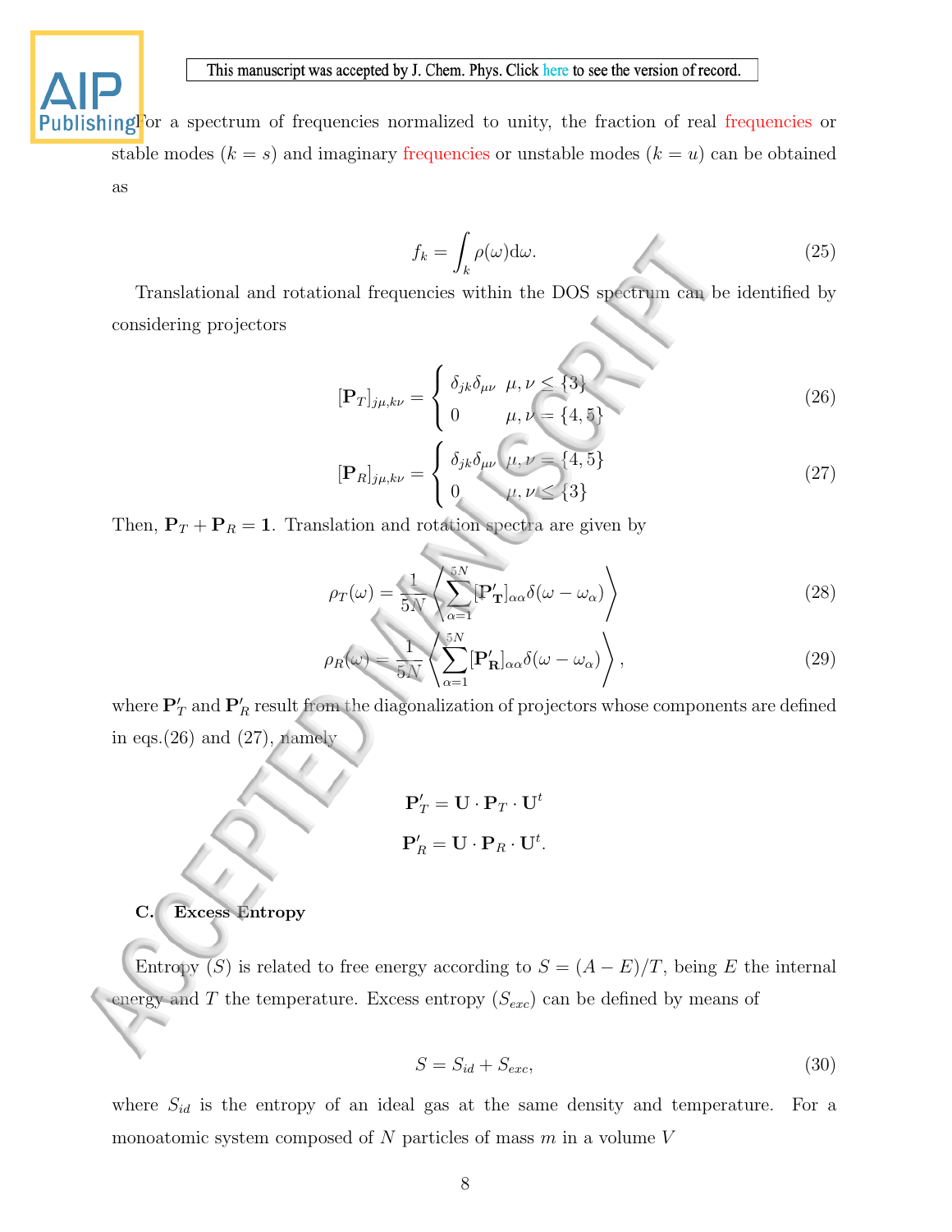For a spectrum of frequencies normalized to unity, the fraction of real frequencies or stable modes ($k = s$) and imaginary frequencies or unstable modes ($k = u$) can be obtained as

$$f_k = \int_k \rho(\omega)\mathrm{d}\omega. \tag{25}$$

Translational and rotational frequencies within the DOS spectrum can be identified by considering projectors

$$[\mathbf{P}_T]_{j\mu,k\nu} = \begin{cases} \delta_{jk}\delta_{\mu\nu} & \mu, \nu \leq \{3\} \\ 0 & \mu, \nu = \{4, 5\} \end{cases} \tag{26}$$

$$[\mathbf{P}_R]_{j\mu,k\nu} = \begin{cases} \delta_{jk}\delta_{\mu\nu} & \mu, \nu = \{4, 5\} \\ 0 & \mu, \nu \leq \{3\} \end{cases} \tag{27}$$

Then, $\mathbf{P}_T + \mathbf{P}_R = \mathbf{1}$. Translation and rotation spectra are given by

$$\rho_T(\omega) = \frac{1}{5N}\left\langle \sum_{\alpha=1}^{5N} [\mathbf{P'_T}]_{\alpha\alpha}\delta(\omega - \omega_\alpha) \right\rangle \tag{28}$$

$$\rho_R(\omega) = \frac{1}{5N}\left\langle \sum_{\alpha=1}^{5N} [\mathbf{P'_R}]_{\alpha\alpha}\delta(\omega - \omega_\alpha) \right\rangle, \tag{29}$$

where $\mathbf{P}'_T$ and $\mathbf{P}'_R$ result from the diagonalization of projectors whose components are defined in eqs.(26) and (27), namely

$$\mathbf{P}'_T = \mathbf{U} \cdot \mathbf{P}_T \cdot \mathbf{U}^t$$

$$\mathbf{P}'_R = \mathbf{U} \cdot \mathbf{P}_R \cdot \mathbf{U}^t.$$

### C. Excess Entropy

Entropy ($S$) is related to free energy according to $S = (A - E)/T$, being $E$ the internal energy and $T$ the temperature. Excess entropy ($S_{exc}$) can be defined by means of

$$S = S_{id} + S_{exc}, \tag{30}$$

where $S_{id}$ is the entropy of an ideal gas at the same density and temperature. For a monoatomic system composed of $N$ particles of mass $m$ in a volume $V$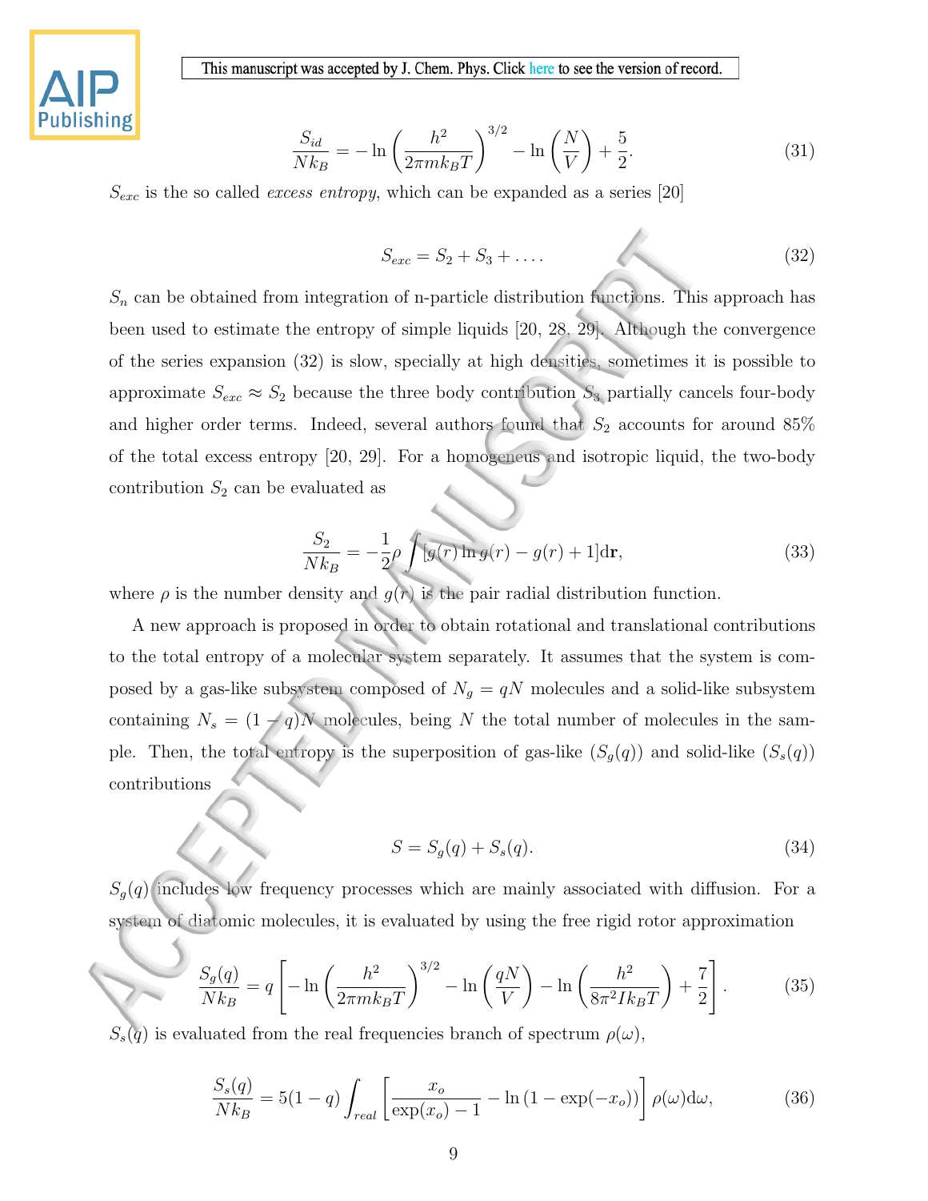$$\frac{S_{id}}{Nk_B} = -\ln\left(\frac{h^2}{2\pi m k_B T}\right)^{3/2} - \ln\left(\frac{N}{V}\right) + \frac{5}{2}. \tag{31}$$

$S_{exc}$ is the so called *excess entropy*, which can be expanded as a series [20]

$$S_{exc} = S_2 + S_3 + \ldots. \tag{32}$$

$S_n$ can be obtained from integration of n-particle distribution functions. This approach has been used to estimate the entropy of simple liquids [20, 28, 29]. Although the convergence of the series expansion (32) is slow, specially at high densities, sometimes it is possible to approximate $S_{exc} \approx S_2$ because the three body contribution $S_3$ partially cancels four-body and higher order terms. Indeed, several authors found that $S_2$ accounts for around 85% of the total excess entropy [20, 29]. For a homogeneus and isotropic liquid, the two-body contribution $S_2$ can be evaluated as

$$\frac{S_2}{Nk_B} = -\frac{1}{2}\rho \int [g(r)\ln g(r) - g(r) + 1]\mathrm{d}\mathbf{r}, \tag{33}$$

where $\rho$ is the number density and $g(r)$ is the pair radial distribution function.

A new approach is proposed in order to obtain rotational and translational contributions to the total entropy of a molecular system separately. It assumes that the system is composed by a gas-like subsystem composed of $N_g = qN$ molecules and a solid-like subsystem containing $N_s = (1-q)N$ molecules, being $N$ the total number of molecules in the sample. Then, the total entropy is the superposition of gas-like ($S_g(q)$) and solid-like ($S_s(q)$) contributions

$$S = S_g(q) + S_s(q). \tag{34}$$

$S_g(q)$ includes low frequency processes which are mainly associated with diffusion. For a system of diatomic molecules, it is evaluated by using the free rigid rotor approximation

$$\frac{S_g(q)}{Nk_B} = q\left[-\ln\left(\frac{h^2}{2\pi m k_B T}\right)^{3/2} - \ln\left(\frac{qN}{V}\right) - \ln\left(\frac{h^2}{8\pi^2 I k_B T}\right) + \frac{7}{2}\right]. \tag{35}$$

$S_s(q)$ is evaluated from the real frequencies branch of spectrum $\rho(\omega)$,

$$\frac{S_s(q)}{Nk_B} = 5(1-q)\int_{real}\left[\frac{x_o}{\exp(x_o) - 1} - \ln\left(1 - \exp(-x_o)\right)\right]\rho(\omega)\mathrm{d}\omega, \tag{36}$$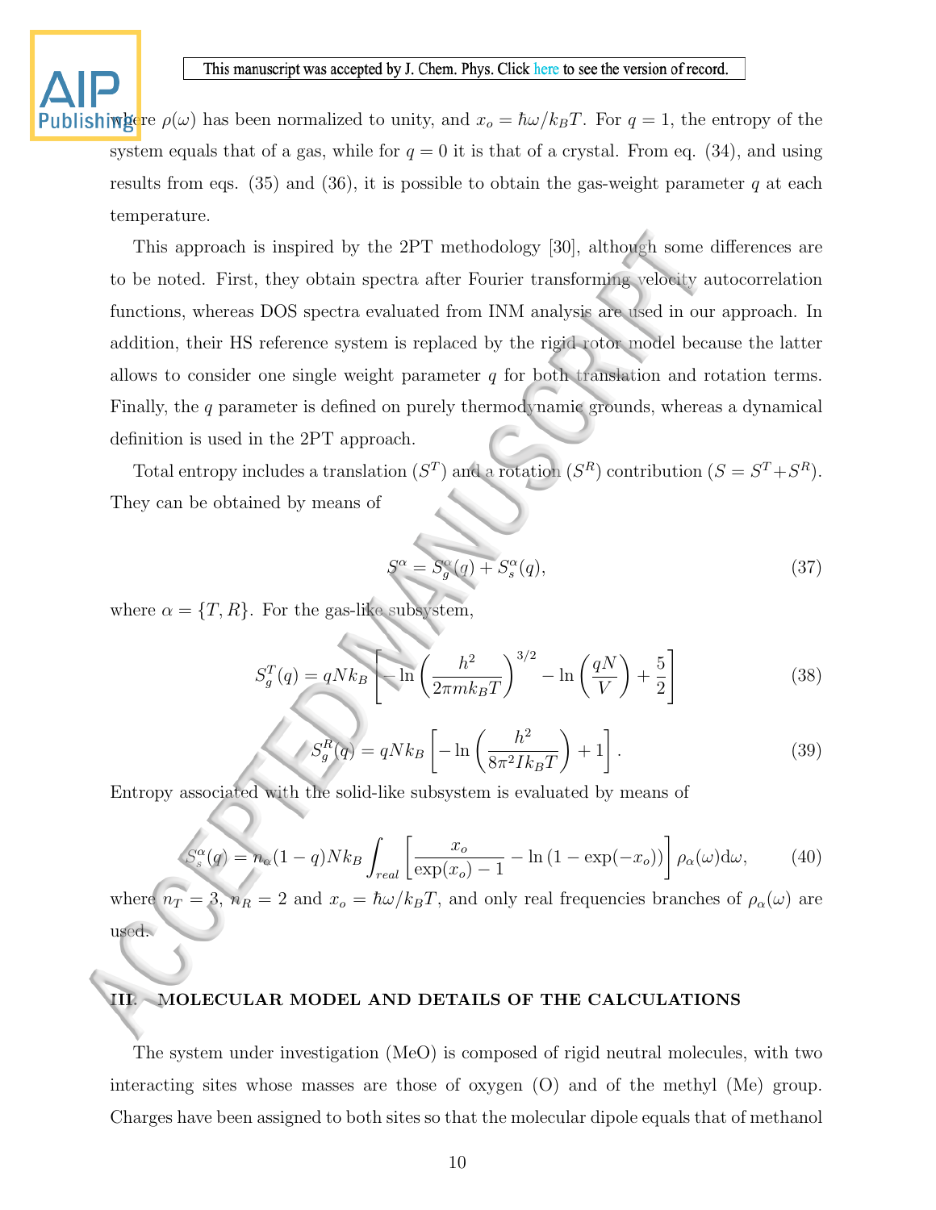where $\rho(\omega)$ has been normalized to unity, and $x_o = \hbar\omega/k_BT$. For $q = 1$, the entropy of the system equals that of a gas, while for $q = 0$ it is that of a crystal. From eq. (34), and using results from eqs. (35) and (36), it is possible to obtain the gas-weight parameter $q$ at each temperature.

This approach is inspired by the 2PT methodology [30], although some differences are to be noted. First, they obtain spectra after Fourier transforming velocity autocorrelation functions, whereas DOS spectra evaluated from INM analysis are used in our approach. In addition, their HS reference system is replaced by the rigid-rotor model because the latter allows to consider one single weight parameter $q$ for both translation and rotation terms. Finally, the $q$ parameter is defined on purely thermodynamic grounds, whereas a dynamical definition is used in the 2PT approach.

Total entropy includes a translation ($S^T$) and a rotation ($S^R$) contribution ($S = S^T + S^R$). They can be obtained by means of

$$S^\alpha = S_g^\alpha(q) + S_s^\alpha(q), \tag{37}$$

where $\alpha = \{T, R\}$. For the gas-like subsystem,

$$S_g^T(q) = qNk_B\left[-\ln\left(\frac{h^2}{2\pi m k_B T}\right)^{3/2} - \ln\left(\frac{qN}{V}\right) + \frac{5}{2}\right] \tag{38}$$

$$S_g^R(q) = qNk_B\left[-\ln\left(\frac{h^2}{8\pi^2 I k_B T}\right) + 1\right]. \tag{39}$$

Entropy associated with the solid-like subsystem is evaluated by means of

$$S_s^\alpha(q) = n_\alpha(1-q)Nk_B\int_{real}\left[\frac{x_o}{\exp(x_o)-1} - \ln\left(1-\exp(-x_o)\right)\right]\rho_\alpha(\omega)\mathrm{d}\omega, \tag{40}$$

where $n_T = 3$, $n_R = 2$ and $x_o = \hbar\omega/k_BT$, and only real frequencies branches of $\rho_\alpha(\omega)$ are used.

## III. MOLECULAR MODEL AND DETAILS OF THE CALCULATIONS

The system under investigation (MeO) is composed of rigid neutral molecules, with two interacting sites whose masses are those of oxygen (O) and of the methyl (Me) group. Charges have been assigned to both sites so that the molecular dipole equals that of methanol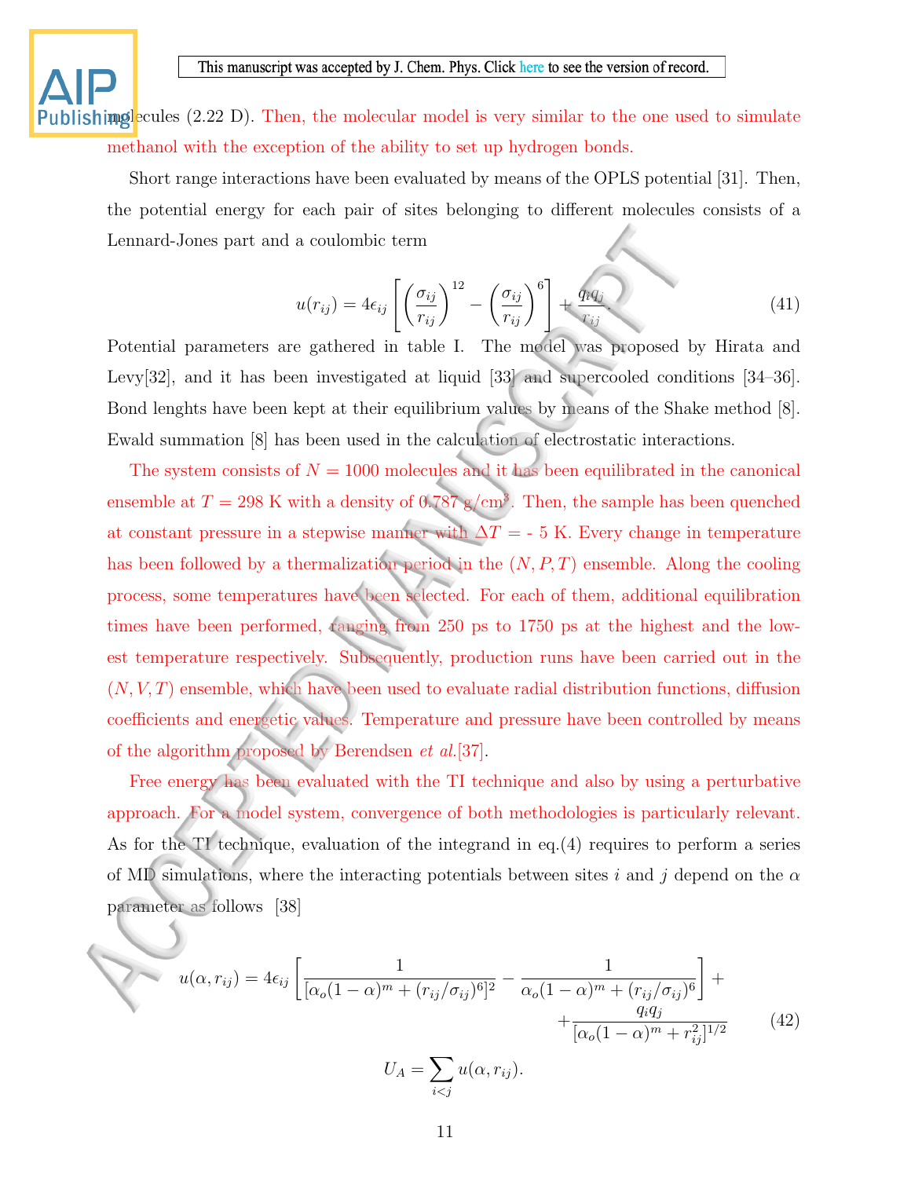molecules (2.22 D). Then, the molecular model is very similar to the one used to simulate methanol with the exception of the ability to set up hydrogen bonds.

Short range interactions have been evaluated by means of the OPLS potential [31]. Then, the potential energy for each pair of sites belonging to different molecules consists of a Lennard-Jones part and a coulombic term

$$u(r_{ij}) = 4\epsilon_{ij}\left[\left(\frac{\sigma_{ij}}{r_{ij}}\right)^{12} - \left(\frac{\sigma_{ij}}{r_{ij}}\right)^{6}\right] + \frac{q_i q_j}{r_{ij}}. \tag{41}$$

Potential parameters are gathered in table I. The model was proposed by Hirata and Levy[32], and it has been investigated at liquid [33] and supercooled conditions [34–36]. Bond lenghts have been kept at their equilibrium values by means of the Shake method [8]. Ewald summation [8] has been used in the calculation of electrostatic interactions.

The system consists of $N = 1000$ molecules and it has been equilibrated in the canonical ensemble at $T = 298$ K with a density of 0.787 g/cm$^3$. Then, the sample has been quenched at constant pressure in a stepwise manner with $\Delta T = -\ 5$ K. Every change in temperature has been followed by a thermalization period in the $(N, P, T)$ ensemble. Along the cooling process, some temperatures have been selected. For each of them, additional equilibration times have been performed, ranging from 250 ps to 1750 ps at the highest and the lowest temperature respectively. Subsequently, production runs have been carried out in the $(N, V, T)$ ensemble, which have been used to evaluate radial distribution functions, diffusion coefficients and energetic values. Temperature and pressure have been controlled by means of the algorithm proposed by Berendsen *et al.*[37].

Free energy has been evaluated with the TI technique and also by using a perturbative approach. For a model system, convergence of both methodologies is particularly relevant. As for the TI technique, evaluation of the integrand in eq.(4) requires to perform a series of MD simulations, where the interacting potentials between sites $i$ and $j$ depend on the $\alpha$ parameter as follows [38]

$$u(\alpha, r_{ij}) = 4\epsilon_{ij}\left[\frac{1}{[\alpha_o(1-\alpha)^m + (r_{ij}/\sigma_{ij})^6]^2} - \frac{1}{\alpha_o(1-\alpha)^m + (r_{ij}/\sigma_{ij})^6}\right] + \\ + \frac{q_i q_j}{[\alpha_o(1-\alpha)^m + r_{ij}^2]^{1/2}} \tag{42}$$

$$U_A = \sum_{i<j} u(\alpha, r_{ij}).$$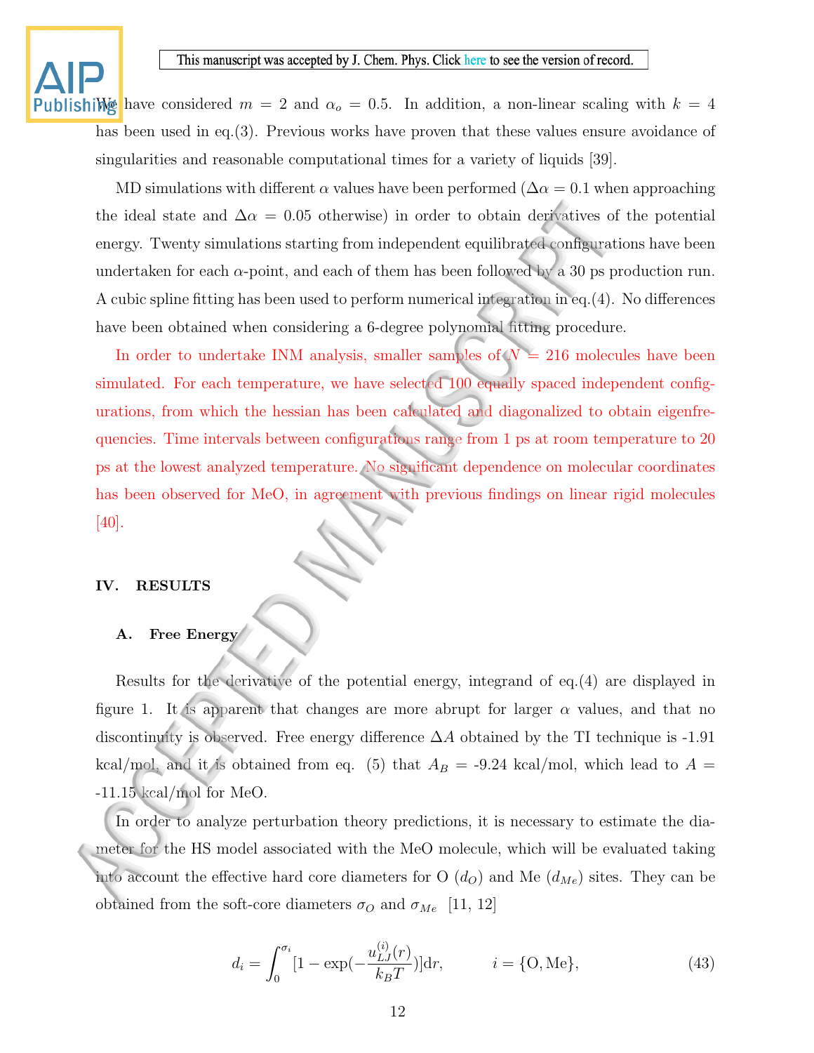We have considered $m = 2$ and $\alpha_o = 0.5$. In addition, a non-linear scaling with $k = 4$ has been used in eq.(3). Previous works have proven that these values ensure avoidance of singularities and reasonable computational times for a variety of liquids [39].

MD simulations with different $\alpha$ values have been performed ($\Delta\alpha = 0.1$ when approaching the ideal state and $\Delta\alpha = 0.05$ otherwise) in order to obtain derivatives of the potential energy. Twenty simulations starting from independent equilibrated configurations have been undertaken for each $\alpha$-point, and each of them has been followed by a 30 ps production run. A cubic spline fitting has been used to perform numerical integration in eq.(4). No differences have been obtained when considering a 6-degree polynomial fitting procedure.

In order to undertake INM analysis, smaller samples of $N = 216$ molecules have been simulated. For each temperature, we have selected 100 equally spaced independent configurations, from which the hessian has been calculated and diagonalized to obtain eigenfrequencies. Time intervals between configurations range from 1 ps at room temperature to 20 ps at the lowest analyzed temperature. No significant dependence on molecular coordinates has been observed for MeO, in agreement with previous findings on linear rigid molecules [40].

## IV. RESULTS

### A. Free Energy

Results for the derivative of the potential energy, integrand of eq.(4) are displayed in figure 1. It is apparent that changes are more abrupt for larger $\alpha$ values, and that no discontinuity is observed. Free energy difference $\Delta A$ obtained by the TI technique is -1.91 kcal/mol, and it is obtained from eq. (5) that $A_B$ = -9.24 kcal/mol, which lead to $A$ = -11.15 kcal/mol for MeO.

In order to analyze perturbation theory predictions, it is necessary to estimate the diameter for the HS model associated with the MeO molecule, which will be evaluated taking into account the effective hard core diameters for O ($d_O$) and Me ($d_{Me}$) sites. They can be obtained from the soft-core diameters $\sigma_O$ and $\sigma_{Me}$ [11, 12]

$$d_i = \int_0^{\sigma_i} [1 - \exp(-\frac{u_{LJ}^{(i)}(r)}{k_B T})]\mathrm{d}r, \qquad i = \{\mathrm{O}, \mathrm{Me}\}, \tag{43}$$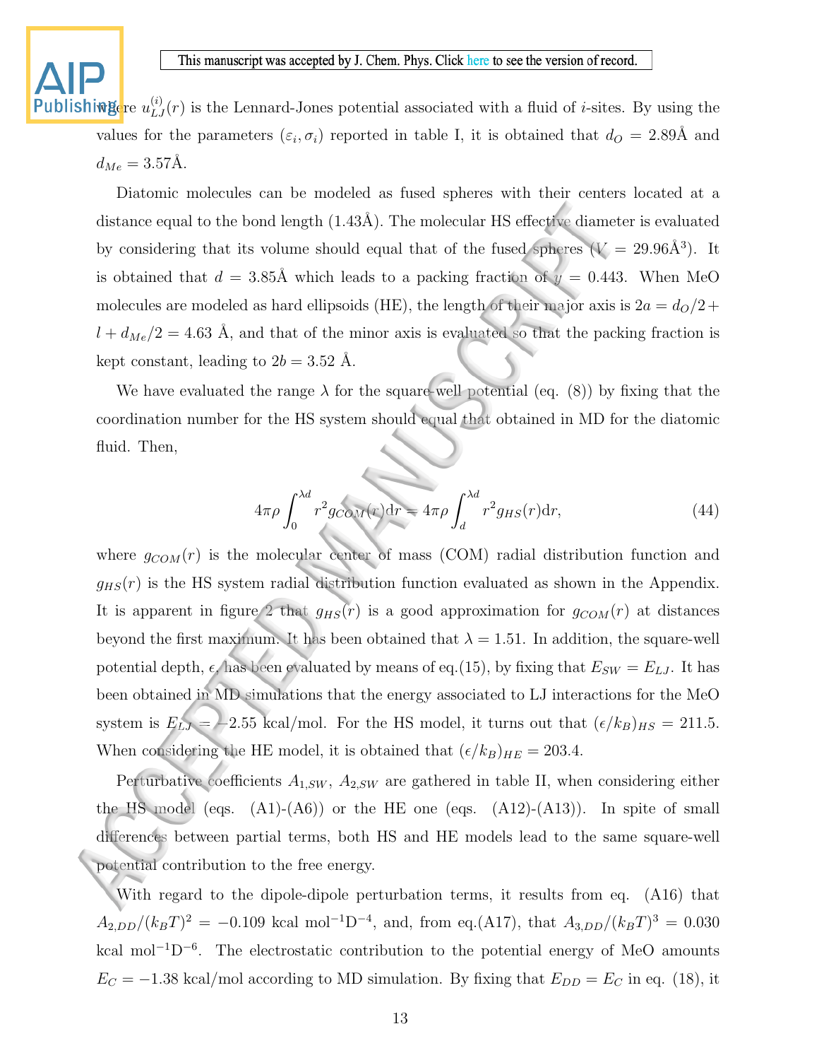where $u_{LJ}^{(i)}(r)$ is the Lennard-Jones potential associated with a fluid of $i$-sites. By using the values for the parameters $(\varepsilon_i, \sigma_i)$ reported in table I, it is obtained that $d_O = 2.89$Å and $d_{Me} = 3.57$Å.

Diatomic molecules can be modeled as fused spheres with their centers located at a distance equal to the bond length (1.43Å). The molecular HS effective diameter is evaluated by considering that its volume should equal that of the fused spheres ($V = 29.96$Å$^3$). It is obtained that $d = 3.85$Å which leads to a packing fraction of $y = 0.443$. When MeO molecules are modeled as hard ellipsoids (HE), the length of their major axis is $2a = d_O/2 + l + d_{Me}/2 = 4.63$ Å, and that of the minor axis is evaluated so that the packing fraction is kept constant, leading to $2b = 3.52$ Å.

We have evaluated the range $\lambda$ for the square-well potential (eq. (8)) by fixing that the coordination number for the HS system should equal that obtained in MD for the diatomic fluid. Then,

$$4\pi\rho \int_0^{\lambda d} r^2 g_{COM}(r)\mathrm{d}r = 4\pi\rho \int_d^{\lambda d} r^2 g_{HS}(r)\mathrm{d}r, \tag{44}$$

where $g_{COM}(r)$ is the molecular center of mass (COM) radial distribution function and $g_{HS}(r)$ is the HS system radial distribution function evaluated as shown in the Appendix. It is apparent in figure 2 that $g_{HS}(r)$ is a good approximation for $g_{COM}(r)$ at distances beyond the first maximum. It has been obtained that $\lambda = 1.51$. In addition, the square-well potential depth, $\epsilon$, has been evaluated by means of eq.(15), by fixing that $E_{SW} = E_{LJ}$. It has been obtained in MD simulations that the energy associated to LJ interactions for the MeO system is $E_{LJ} = -2.55$ kcal/mol. For the HS model, it turns out that $(\epsilon/k_B)_{HS} = 211.5$. When considering the HE model, it is obtained that $(\epsilon/k_B)_{HE} = 203.4$.

Perturbative coefficients $A_{1,SW}$, $A_{2,SW}$ are gathered in table II, when considering either the HS model (eqs. (A1)-(A6)) or the HE one (eqs. (A12)-(A13)). In spite of small differences between partial terms, both HS and HE models lead to the same square-well potential contribution to the free energy.

With regard to the dipole-dipole perturbation terms, it results from eq. (A16) that $A_{2,DD}/(k_BT)^2 = -0.109$ kcal mol$^{-1}$D$^{-4}$, and, from eq.(A17), that $A_{3,DD}/(k_BT)^3 = 0.030$ kcal mol$^{-1}$D$^{-6}$. The electrostatic contribution to the potential energy of MeO amounts $E_C = -1.38$ kcal/mol according to MD simulation. By fixing that $E_{DD} = E_C$ in eq. (18), it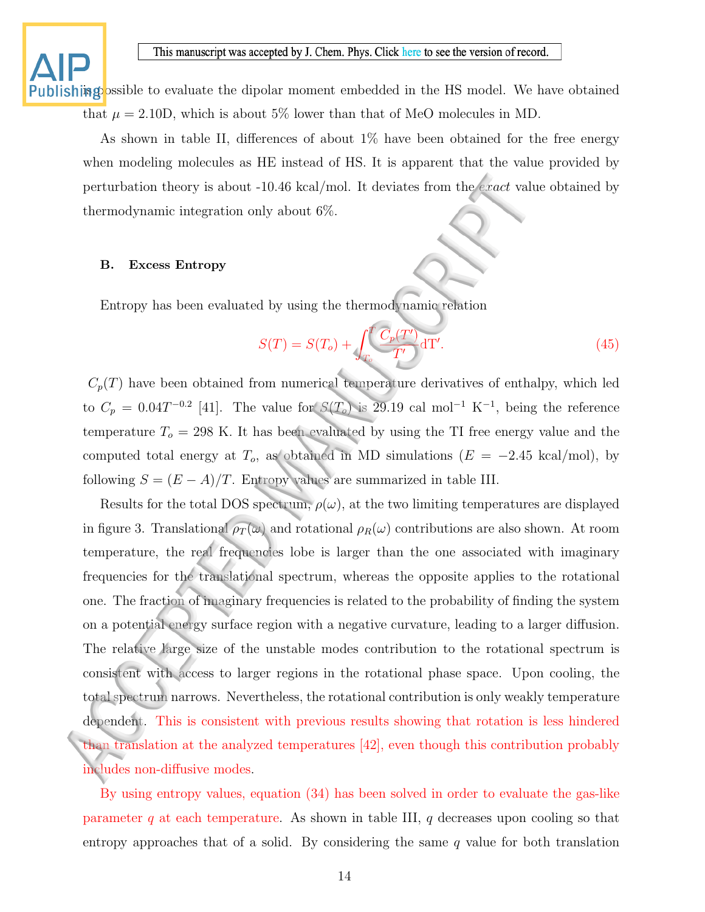is possible to evaluate the dipolar moment embedded in the HS model. We have obtained that $\mu = 2.10$D, which is about 5% lower than that of MeO molecules in MD.

As shown in table II, differences of about 1% have been obtained for the free energy when modeling molecules as HE instead of HS. It is apparent that the value provided by perturbation theory is about -10.46 kcal/mol. It deviates from the *exact* value obtained by thermodynamic integration only about 6%.

### B. Excess Entropy

Entropy has been evaluated by using the thermodynamic relation

$$S(T) = S(T_o) + \int_{T_o}^{T} \frac{C_p(T')}{T'} \mathrm{d}T'. \tag{45}$$

$C_p(T)$ have been obtained from numerical temperature derivatives of enthalpy, which led to $C_p = 0.04T^{-0.2}$ [41]. The value for $S(T_o)$ is 29.19 cal mol$^{-1}$ K$^{-1}$, being the reference temperature $T_o = 298$ K. It has been evaluated by using the TI free energy value and the computed total energy at $T_o$, as obtained in MD simulations ($E = -2.45$ kcal/mol), by following $S = (E - A)/T$. Entropy values are summarized in table III.

Results for the total DOS spectrum, $\rho(\omega)$, at the two limiting temperatures are displayed in figure 3. Translational $\rho_T(\omega)$ and rotational $\rho_R(\omega)$ contributions are also shown. At room temperature, the real frequencies lobe is larger than the one associated with imaginary frequencies for the translational spectrum, whereas the opposite applies to the rotational one. The fraction of imaginary frequencies is related to the probability of finding the system on a potential energy surface region with a negative curvature, leading to a larger diffusion. The relative large size of the unstable modes contribution to the rotational spectrum is consistent with access to larger regions in the rotational phase space. Upon cooling, the total spectrum narrows. Nevertheless, the rotational contribution is only weakly temperature dependent. This is consistent with previous results showing that rotation is less hindered than translation at the analyzed temperatures [42], even though this contribution probably includes non-diffusive modes.

By using entropy values, equation (34) has been solved in order to evaluate the gas-like parameter $q$ at each temperature. As shown in table III, $q$ decreases upon cooling so that entropy approaches that of a solid. By considering the same $q$ value for both translation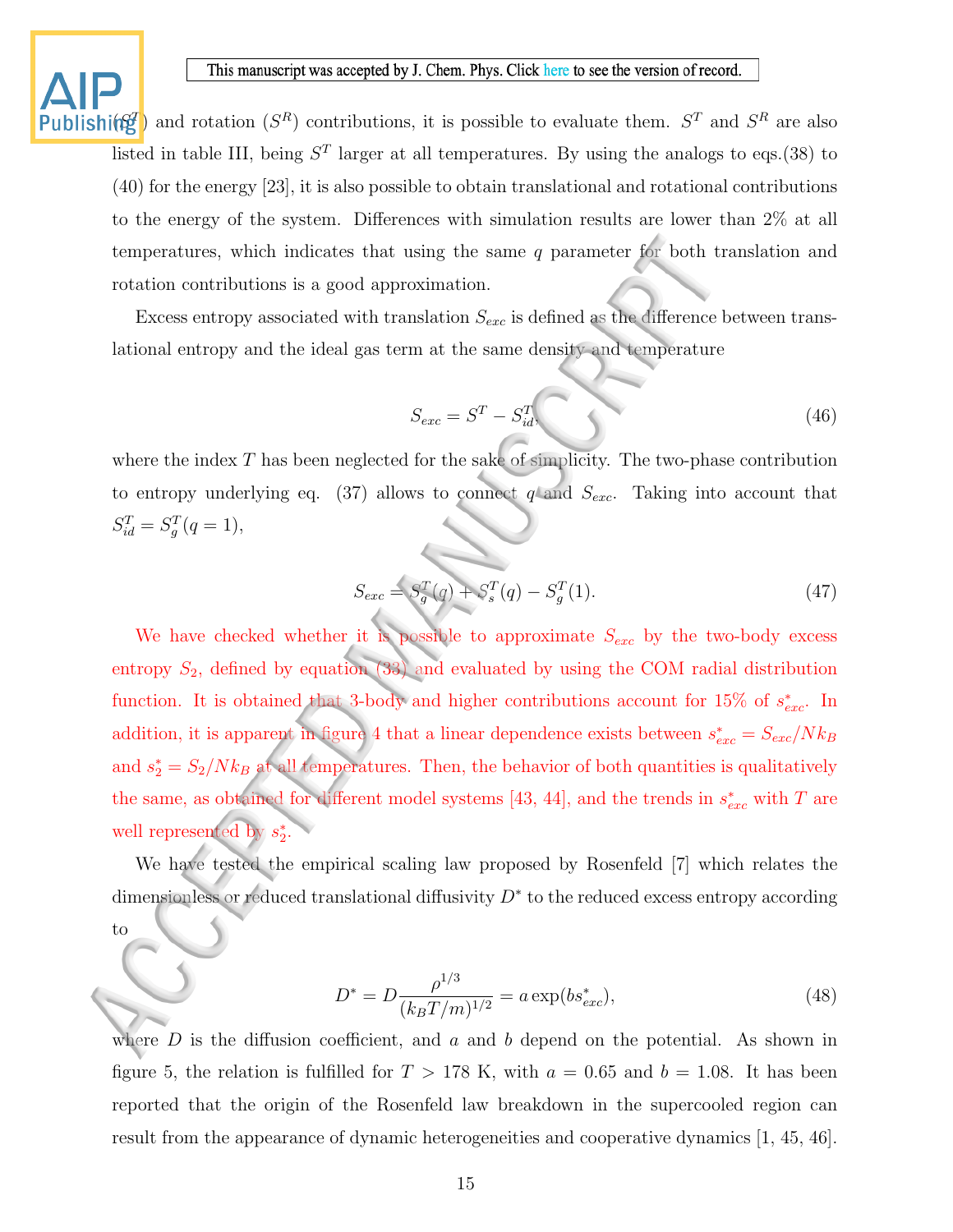($S^T$) and rotation ($S^R$) contributions, it is possible to evaluate them. $S^T$ and $S^R$ are also listed in table III, being $S^T$ larger at all temperatures. By using the analogs to eqs.(38) to (40) for the energy [23], it is also possible to obtain translational and rotational contributions to the energy of the system. Differences with simulation results are lower than 2% at all temperatures, which indicates that using the same $q$ parameter for both translation and rotation contributions is a good approximation.

Excess entropy associated with translation $S_{exc}$ is defined as the difference between translational entropy and the ideal gas term at the same density and temperature

$$S_{exc} = S^T - S^T_{id}, \tag{46}$$

where the index $T$ has been neglected for the sake of simplicity. The two-phase contribution to entropy underlying eq. (37) allows to connect $q$ and $S_{exc}$. Taking into account that $S^T_{id} = S^T_g(q = 1)$,

$$S_{exc} = S^T_g(q) + S^T_s(q) - S^T_g(1). \tag{47}$$

We have checked whether it is possible to approximate $S_{exc}$ by the two-body excess entropy $S_2$, defined by equation (33) and evaluated by using the COM radial distribution function. It is obtained that 3-body and higher contributions account for 15% of $s^*_{exc}$. In addition, it is apparent in figure 4 that a linear dependence exists between $s^*_{exc} = S_{exc}/Nk_B$ and $s^*_2 = S_2/Nk_B$ at all temperatures. Then, the behavior of both quantities is qualitatively the same, as obtained for different model systems [43, 44], and the trends in $s^*_{exc}$ with $T$ are well represented by $s^*_2$.

We have tested the empirical scaling law proposed by Rosenfeld [7] which relates the dimensionless or reduced translational diffusivity $D^*$ to the reduced excess entropy according to

$$D^* = D\frac{\rho^{1/3}}{(k_BT/m)^{1/2}} = a\exp(bs^*_{exc}), \tag{48}$$

where $D$ is the diffusion coefficient, and $a$ and $b$ depend on the potential. As shown in figure 5, the relation is fulfilled for $T > 178$ K, with $a = 0.65$ and $b = 1.08$. It has been reported that the origin of the Rosenfeld law breakdown in the supercooled region can result from the appearance of dynamic heterogeneities and cooperative dynamics [1, 45, 46].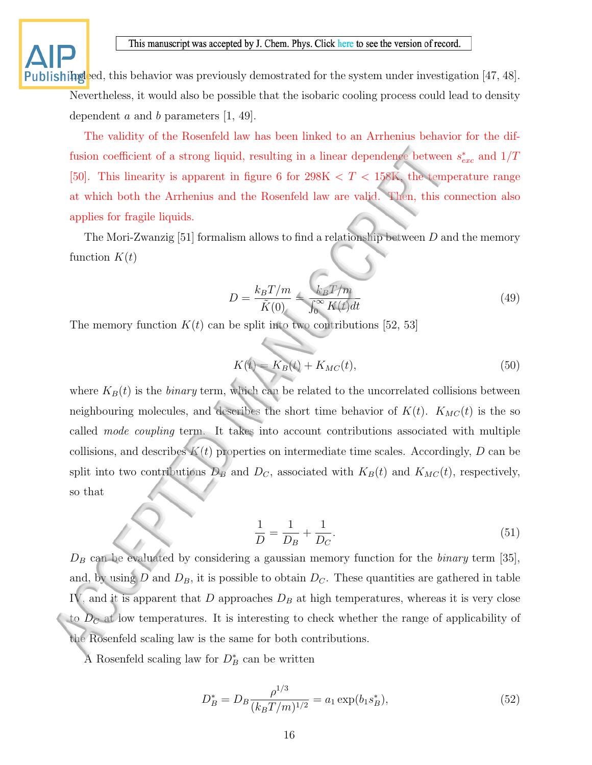Indeed, this behavior was previously demostrated for the system under investigation [47, 48]. Nevertheless, it would also be possible that the isobaric cooling process could lead to density dependent $a$ and $b$ parameters [1, 49].

The validity of the Rosenfeld law has been linked to an Arrhenius behavior for the diffusion coefficient of a strong liquid, resulting in a linear dependence between $s^*_{exc}$ and $1/T$ [50]. This linearity is apparent in figure 6 for 298K $< T <$ 158K, the temperature range at which both the Arrhenius and the Rosenfeld law are valid. Then, this connection also applies for fragile liquids.

The Mori-Zwanzig [51] formalism allows to find a relationship between $D$ and the memory function $K(t)$

$$D = \frac{k_B T/m}{\tilde{K}(0)} = \frac{k_B T/m}{\int_0^\infty K(t)dt} \tag{49}$$

The memory function $K(t)$ can be split into two contributions [52, 53]

$$K(t) = K_B(t) + K_{MC}(t), \tag{50}$$

where $K_B(t)$ is the *binary* term, which can be related to the uncorrelated collisions between neighbouring molecules, and describes the short time behavior of $K(t)$. $K_{MC}(t)$ is the so called *mode coupling* term. It takes into account contributions associated with multiple collisions, and describes $K(t)$ properties on intermediate time scales. Accordingly, $D$ can be split into two contributions $D_B$ and $D_C$, associated with $K_B(t)$ and $K_{MC}(t)$, respectively, so that

$$\frac{1}{D} = \frac{1}{D_B} + \frac{1}{D_C}. \tag{51}$$

$D_B$ can be evaluated by considering a gaussian memory function for the *binary* term [35], and, by using $D$ and $D_B$, it is possible to obtain $D_C$. These quantities are gathered in table IV, and it is apparent that $D$ approaches $D_B$ at high temperatures, whereas it is very close to $D_C$ at low temperatures. It is interesting to check whether the range of applicability of the Rosenfeld scaling law is the same for both contributions.

A Rosenfeld scaling law for $D^*_B$ can be written

$$D^*_B = D_B \frac{\rho^{1/3}}{(k_B T/m)^{1/2}} = a_1 \exp(b_1 s^*_B), \tag{52}$$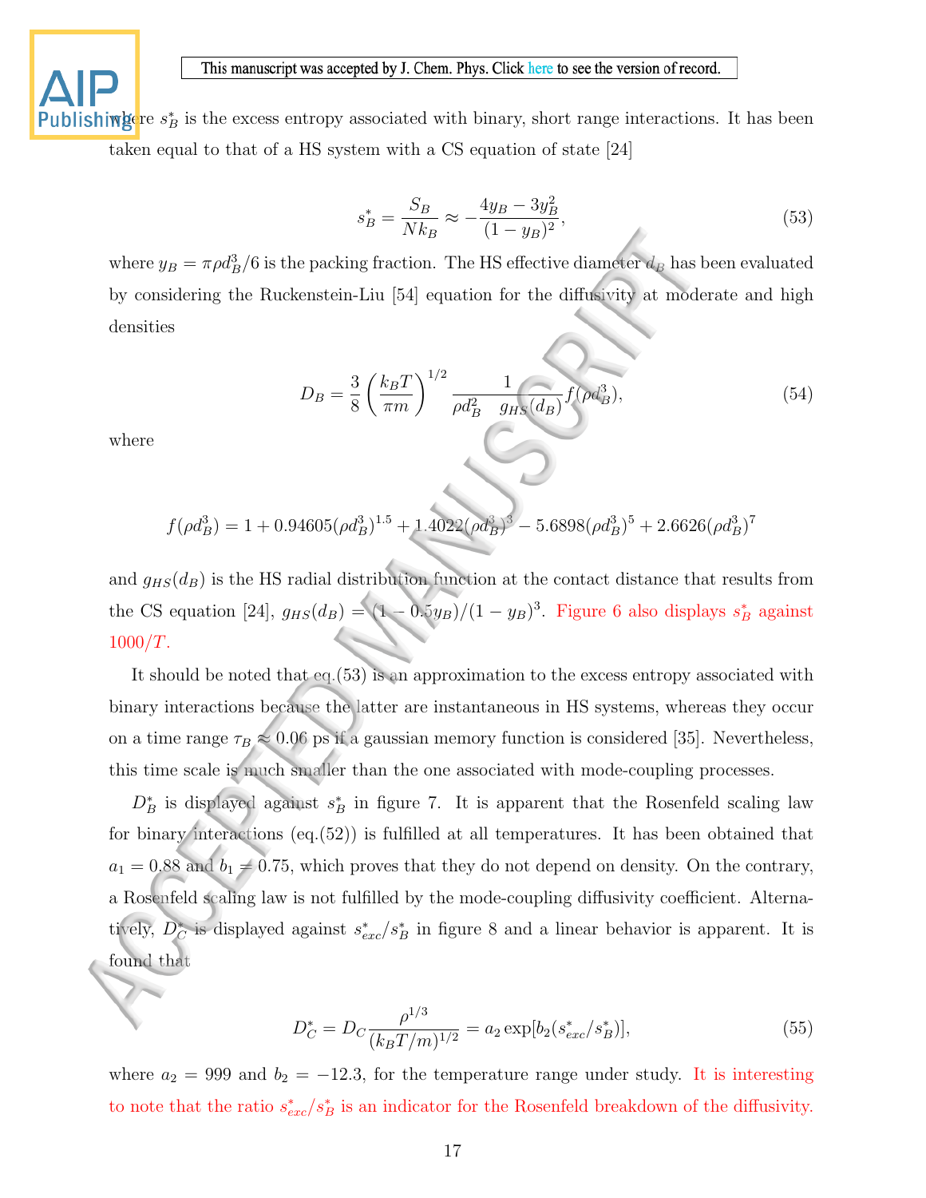where $s_B^*$ is the excess entropy associated with binary, short range interactions. It has been taken equal to that of a HS system with a CS equation of state [24]

$$s_B^* = \frac{S_B}{Nk_B} \approx -\frac{4y_B - 3y_B^2}{(1-y_B)^2}, \tag{53}$$

where $y_B = \pi\rho d_B^3/6$ is the packing fraction. The HS effective diameter $d_B$ has been evaluated by considering the Ruckenstein-Liu [54] equation for the diffusivity at moderate and high densities

$$D_B = \frac{3}{8}\left(\frac{k_BT}{\pi m}\right)^{1/2} \frac{1}{\rho d_B^2 \quad g_{HS}(d_B)} f(\rho d_B^3), \tag{54}$$

where

$$f(\rho d_B^3) = 1 + 0.94605(\rho d_B^3)^{1.5} + 1.4022(\rho d_B^3)^3 - 5.6898(\rho d_B^3)^5 + 2.6626(\rho d_B^3)^7$$

and $g_{HS}(d_B)$ is the HS radial distribution function at the contact distance that results from the CS equation [24], $g_{HS}(d_B) = (1 - 0.5y_B)/(1-y_B)^3$. Figure 6 also displays $s_B^*$ against $1000/T$.

It should be noted that eq.(53) is an approximation to the excess entropy associated with binary interactions because the latter are instantaneous in HS systems, whereas they occur on a time range $\tau_B \approx 0.06$ ps if a gaussian memory function is considered [35]. Nevertheless, this time scale is much smaller than the one associated with mode-coupling processes.

$D_B^*$ is displayed against $s_B^*$ in figure 7. It is apparent that the Rosenfeld scaling law for binary interactions (eq.(52)) is fulfilled at all temperatures. It has been obtained that $a_1 = 0.88$ and $b_1 = 0.75$, which proves that they do not depend on density. On the contrary, a Rosenfeld scaling law is not fulfilled by the mode-coupling diffusivity coefficient. Alternatively, $D_C^*$ is displayed against $s_{exc}^*/s_B^*$ in figure 8 and a linear behavior is apparent. It is found that

$$D_C^* = D_C\frac{\rho^{1/3}}{(k_BT/m)^{1/2}} = a_2 \exp[b_2(s_{exc}^*/s_B^*)], \tag{55}$$

where $a_2 = 999$ and $b_2 = -12.3$, for the temperature range under study. It is interesting to note that the ratio $s_{exc}^*/s_B^*$ is an indicator for the Rosenfeld breakdown of the diffusivity.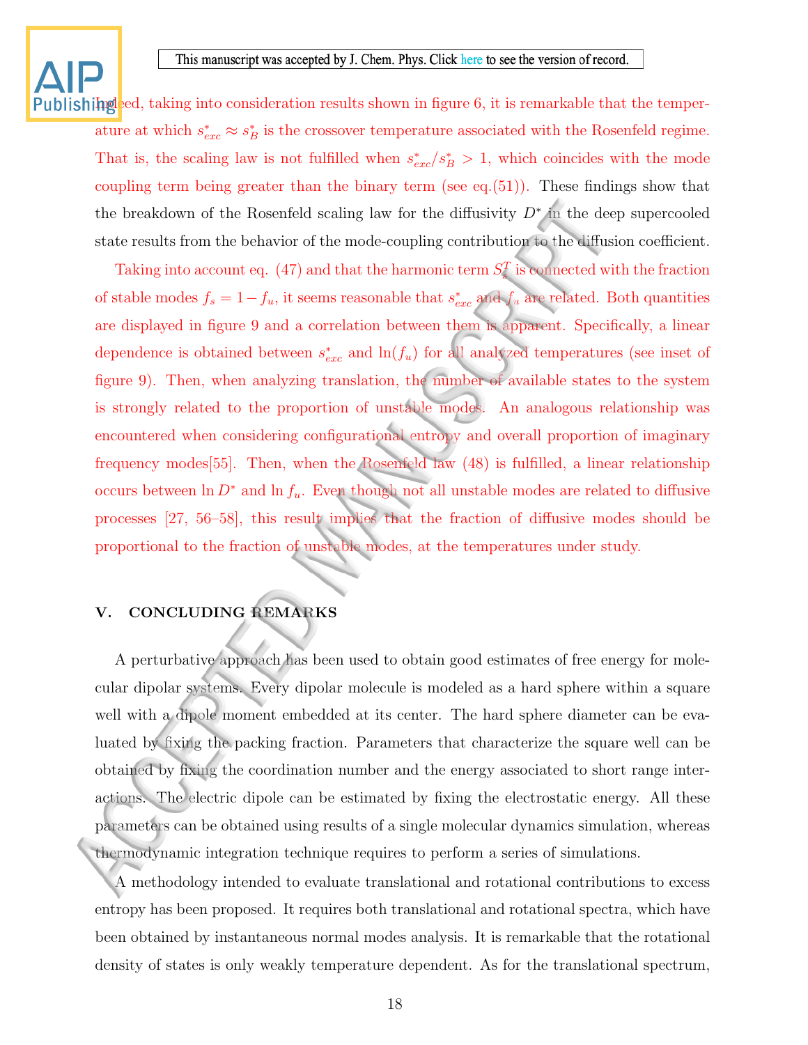Indeed, taking into consideration results shown in figure 6, it is remarkable that the temperature at which $s^*_{exc} \approx s^*_B$ is the crossover temperature associated with the Rosenfeld regime. That is, the scaling law is not fulfilled when $s^*_{exc}/s^*_B > 1$, which coincides with the mode coupling term being greater than the binary term (see eq.(51)). These findings show that the breakdown of the Rosenfeld scaling law for the diffusivity $D^*$ in the deep supercooled state results from the behavior of the mode-coupling contribution to the diffusion coefficient.

Taking into account eq. (47) and that the harmonic term $S^T_s$ is connected with the fraction of stable modes $f_s = 1 - f_u$, it seems reasonable that $s^*_{exc}$ and $f_u$ are related. Both quantities are displayed in figure 9 and a correlation between them is apparent. Specifically, a linear dependence is obtained between $s^*_{exc}$ and $\ln(f_u)$ for all analyzed temperatures (see inset of figure 9). Then, when analyzing translation, the number of available states to the system is strongly related to the proportion of unstable modes. An analogous relationship was encountered when considering configurational entropy and overall proportion of imaginary frequency modes[55]. Then, when the Rosenfeld law (48) is fulfilled, a linear relationship occurs between $\ln D^*$ and $\ln f_u$. Even though not all unstable modes are related to diffusive processes [27, 56–58], this result implies that the fraction of diffusive modes should be proportional to the fraction of unstable modes, at the temperatures under study.

## V. CONCLUDING REMARKS

A perturbative approach has been used to obtain good estimates of free energy for molecular dipolar systems. Every dipolar molecule is modeled as a hard sphere within a square well with a dipole moment embedded at its center. The hard sphere diameter can be evaluated by fixing the packing fraction. Parameters that characterize the square well can be obtained by fixing the coordination number and the energy associated to short range interactions. The electric dipole can be estimated by fixing the electrostatic energy. All these parameters can be obtained using results of a single molecular dynamics simulation, whereas thermodynamic integration technique requires to perform a series of simulations.

A methodology intended to evaluate translational and rotational contributions to excess entropy has been proposed. It requires both translational and rotational spectra, which have been obtained by instantaneous normal modes analysis. It is remarkable that the rotational density of states is only weakly temperature dependent. As for the translational spectrum,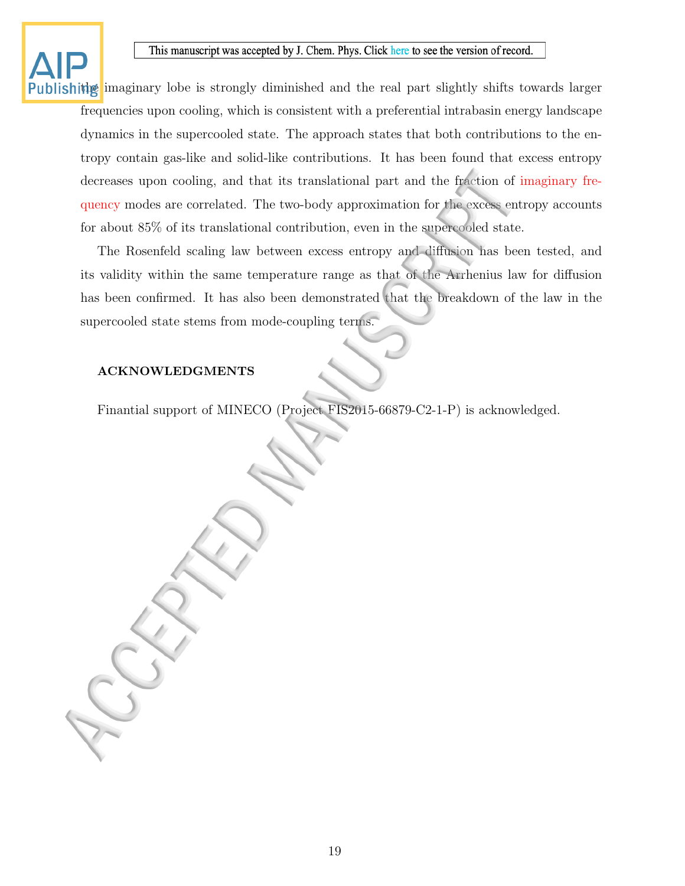the imaginary lobe is strongly diminished and the real part slightly shifts towards larger frequencies upon cooling, which is consistent with a preferential intrabasin energy landscape dynamics in the supercooled state. The approach states that both contributions to the entropy contain gas-like and solid-like contributions. It has been found that excess entropy decreases upon cooling, and that its translational part and the fraction of imaginary frequency modes are correlated. The two-body approximation for the excess entropy accounts for about 85% of its translational contribution, even in the supercooled state.

The Rosenfeld scaling law between excess entropy and diffusion has been tested, and its validity within the same temperature range as that of the Arrhenius law for diffusion has been confirmed. It has also been demonstrated that the breakdown of the law in the supercooled state stems from mode-coupling terms.

## ACKNOWLEDGMENTS

Finantial support of MINECO (Project FIS2015-66879-C2-1-P) is acknowledged.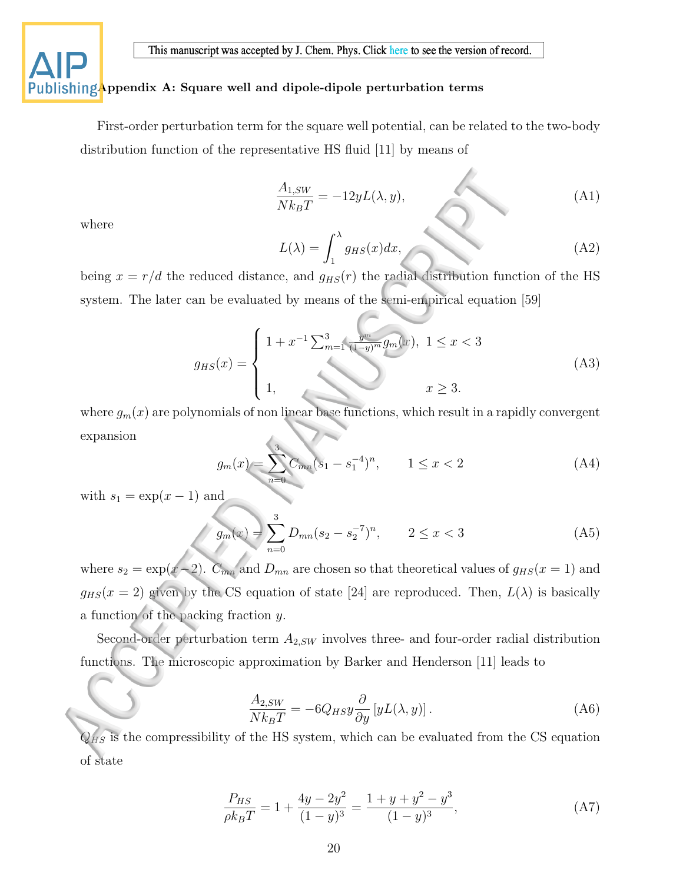## Appendix A: Square well and dipole-dipole perturbation terms

First-order perturbation term for the square well potential, can be related to the two-body distribution function of the representative HS fluid [11] by means of

$$\frac{A_{1,SW}}{Nk_BT} = -12yL(\lambda, y), \tag{A1}$$

where

$$L(\lambda) = \int_1^{\lambda} g_{HS}(x)dx, \tag{A2}$$

being $x = r/d$ the reduced distance, and $g_{HS}(r)$ the radial distribution function of the HS system. The later can be evaluated by means of the semi-empirical equation [59]

$$g_{HS}(x) = \begin{cases} 1 + x^{-1}\sum_{m=1}^{3} \frac{y^m}{(1-y)^m} g_m(x), & 1 \leq x < 3 \\ \\ 1, & x \geq 3. \end{cases} \tag{A3}$$

where $g_m(x)$ are polynomials of non linear base functions, which result in a rapidly convergent expansion

$$g_m(x) = \sum_{n=0}^{3} C_{mn}(s_1 - s_1^{-4})^n, \qquad 1 \leq x < 2 \tag{A4}$$

with $s_1 = \exp(x-1)$ and

$$g_m(x) = \sum_{n=0}^{3} D_{mn}(s_2 - s_2^{-7})^n, \qquad 2 \leq x < 3 \tag{A5}$$

where $s_2 = \exp(x-2)$. $C_{mn}$ and $D_{mn}$ are chosen so that theoretical values of $g_{HS}(x=1)$ and $g_{HS}(x=2)$ given by the CS equation of state [24] are reproduced. Then, $L(\lambda)$ is basically a function of the packing fraction $y$.

Second-order perturbation term $A_{2,SW}$ involves three- and four-order radial distribution functions. The microscopic approximation by Barker and Henderson [11] leads to

$$\frac{A_{2,SW}}{Nk_BT} = -6Q_{HS}y\frac{\partial}{\partial y}\left[yL(\lambda, y)\right]. \tag{A6}$$

$Q_{HS}$ is the compressibility of the HS system, which can be evaluated from the CS equation of state

$$\frac{P_{HS}}{\rho k_BT} = 1 + \frac{4y - 2y^2}{(1-y)^3} = \frac{1 + y + y^2 - y^3}{(1-y)^3}, \tag{A7}$$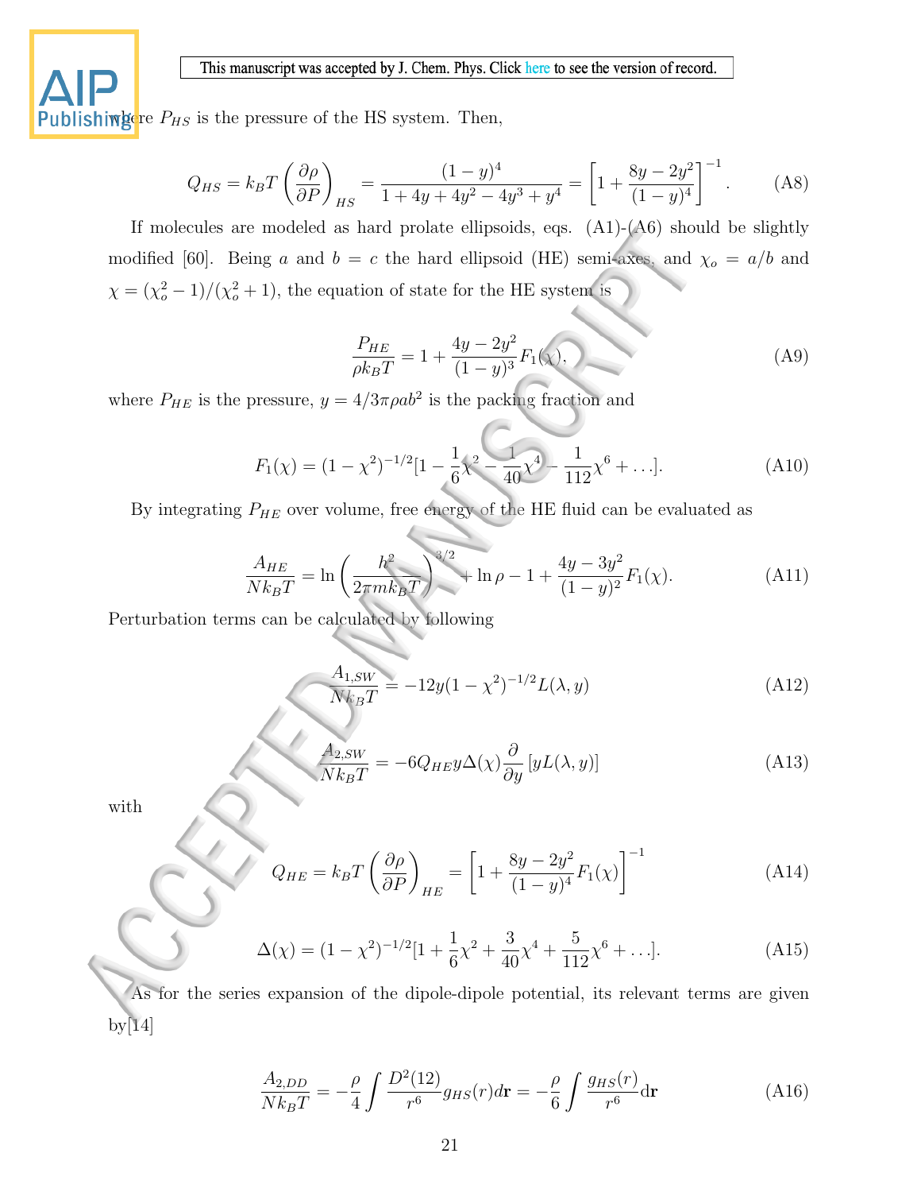where $P_{HS}$ is the pressure of the HS system. Then,

$$Q_{HS} = k_B T \left(\frac{\partial \rho}{\partial P}\right)_{HS} = \frac{(1-y)^4}{1+4y+4y^2-4y^3+y^4} = \left[1 + \frac{8y-2y^2}{(1-y)^4}\right]^{-1}. \tag{A8}$$

If molecules are modeled as hard prolate ellipsoids, eqs. (A1)-(A6) should be slightly modified [60]. Being $a$ and $b = c$ the hard ellipsoid (HE) semi-axes, and $\chi_o = a/b$ and $\chi = (\chi_o^2 - 1)/(\chi_o^2 + 1)$, the equation of state for the HE system is

$$\frac{P_{HE}}{\rho k_B T} = 1 + \frac{4y - 2y^2}{(1-y)^3} F_1(\chi), \tag{A9}$$

where $P_{HE}$ is the pressure, $y = 4/3\pi\rho a b^2$ is the packing fraction and

$$F_1(\chi) = (1-\chi^2)^{-1/2}[1 - \frac{1}{6}\chi^2 - \frac{1}{40}\chi^4 - \frac{1}{112}\chi^6 + \ldots]. \tag{A10}$$

By integrating $P_{HE}$ over volume, free energy of the HE fluid can be evaluated as

$$\frac{A_{HE}}{Nk_BT} = \ln\left(\frac{h^2}{2\pi m k_B T}\right)^{3/2} + \ln\rho - 1 + \frac{4y-3y^2}{(1-y)^2}F_1(\chi). \tag{A11}$$

Perturbation terms can be calculated by following

$$\frac{A_{1,SW}}{Nk_BT} = -12y(1-\chi^2)^{-1/2}L(\lambda, y) \tag{A12}$$

$$\frac{A_{2,SW}}{Nk_BT} = -6Q_{HE}y\Delta(\chi)\frac{\partial}{\partial y}\left[yL(\lambda, y)\right] \tag{A13}$$

with

$$Q_{HE} = k_B T \left(\frac{\partial \rho}{\partial P}\right)_{HE} = \left[1 + \frac{8y-2y^2}{(1-y)^4}F_1(\chi)\right]^{-1} \tag{A14}$$

$$\Delta(\chi) = (1-\chi^2)^{-1/2}[1 + \frac{1}{6}\chi^2 + \frac{3}{40}\chi^4 + \frac{5}{112}\chi^6 + \ldots]. \tag{A15}$$

As for the series expansion of the dipole-dipole potential, its relevant terms are given by[14]

$$\frac{A_{2,DD}}{Nk_BT} = -\frac{\rho}{4}\int \frac{D^2(12)}{r^6}g_{HS}(r)d\mathbf{r} = -\frac{\rho}{6}\int \frac{g_{HS}(r)}{r^6}\mathrm{d}\mathbf{r} \tag{A16}$$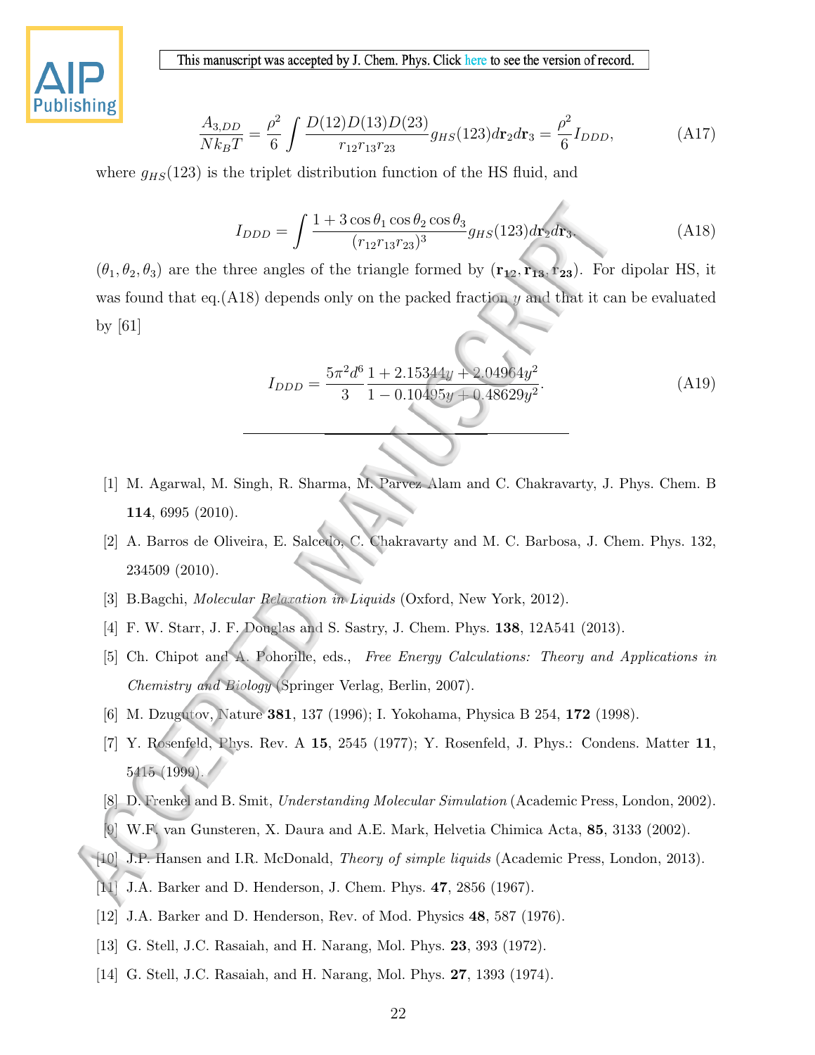$$\frac{A_{3,DD}}{Nk_BT} = \frac{\rho^2}{6}\int \frac{D(12)D(13)D(23)}{r_{12}r_{13}r_{23}} g_{HS}(123) d\mathbf{r}_2 d\mathbf{r}_3 = \frac{\rho^2}{6} I_{DDD}, \tag{A17}$$

where $g_{HS}(123)$ is the triplet distribution function of the HS fluid, and

$$I_{DDD} = \int \frac{1 + 3\cos\theta_1 \cos\theta_2 \cos\theta_3}{(r_{12}r_{13}r_{23})^3} g_{HS}(123) d\mathbf{r}_2 d\mathbf{r}_3. \tag{A18}$$

$(\theta_1, \theta_2, \theta_3)$ are the three angles of the triangle formed by $(\mathbf{r_{12}}, \mathbf{r_{13}}, \mathbf{r_{23}})$. For dipolar HS, it was found that eq.(A18) depends only on the packed fraction $y$ and that it can be evaluated by [61]

$$I_{DDD} = \frac{5\pi^2 d^6}{3} \frac{1 + 2.15344y + 2.04964y^2}{1 - 0.10495y + 0.48629y^2}. \tag{A19}$$

---

[1] M. Agarwal, M. Singh, R. Sharma, M. Parvez Alam and C. Chakravarty, J. Phys. Chem. B **114**, 6995 (2010).

[2] A. Barros de Oliveira, E. Salcedo, C. Chakravarty and M. C. Barbosa, J. Chem. Phys. 132, 234509 (2010).

[3] B.Bagchi, *Molecular Relaxation in Liquids* (Oxford, New York, 2012).

[4] F. W. Starr, J. F. Douglas and S. Sastry, J. Chem. Phys. **138**, 12A541 (2013).

[5] Ch. Chipot and A. Pohorille, eds., *Free Energy Calculations: Theory and Applications in Chemistry and Biology* (Springer Verlag, Berlin, 2007).

[6] M. Dzugutov, Nature **381**, 137 (1996); I. Yokohama, Physica B 254, **172** (1998).

[7] Y. Rosenfeld, Phys. Rev. A **15**, 2545 (1977); Y. Rosenfeld, J. Phys.: Condens. Matter **11**, 5415 (1999).

[8] D. Frenkel and B. Smit, *Understanding Molecular Simulation* (Academic Press, London, 2002).

[9] W.F. van Gunsteren, X. Daura and A.E. Mark, Helvetia Chimica Acta, **85**, 3133 (2002).

[10] J.P. Hansen and I.R. McDonald, *Theory of simple liquids* (Academic Press, London, 2013).

[11] J.A. Barker and D. Henderson, J. Chem. Phys. **47**, 2856 (1967).

[12] J.A. Barker and D. Henderson, Rev. of Mod. Physics **48**, 587 (1976).

[13] G. Stell, J.C. Rasaiah, and H. Narang, Mol. Phys. **23**, 393 (1972).

[14] G. Stell, J.C. Rasaiah, and H. Narang, Mol. Phys. **27**, 1393 (1974).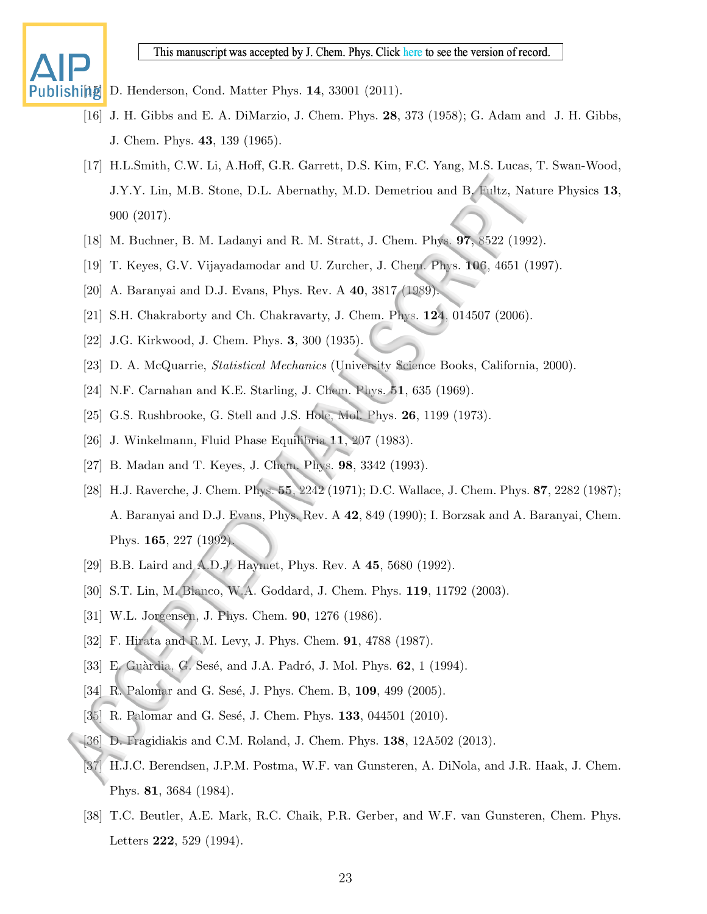[15] D. Henderson, Cond. Matter Phys. **14**, 33001 (2011).

[16] J. H. Gibbs and E. A. DiMarzio, J. Chem. Phys. **28**, 373 (1958); G. Adam and J. H. Gibbs, J. Chem. Phys. **43**, 139 (1965).

[17] H.L.Smith, C.W. Li, A.Hoff, G.R. Garrett, D.S. Kim, F.C. Yang, M.S. Lucas, T. Swan-Wood, J.Y.Y. Lin, M.B. Stone, D.L. Abernathy, M.D. Demetriou and B. Fultz, Nature Physics **13**, 900 (2017).

[18] M. Buchner, B. M. Ladanyi and R. M. Stratt, J. Chem. Phys. **97**, 8522 (1992).

[19] T. Keyes, G.V. Vijayadamodar and U. Zurcher, J. Chem. Phys. **106**, 4651 (1997).

[20] A. Baranyai and D.J. Evans, Phys. Rev. A **40**, 3817 (1989).

[21] S.H. Chakraborty and Ch. Chakravarty, J. Chem. Phys. **124**, 014507 (2006).

[22] J.G. Kirkwood, J. Chem. Phys. **3**, 300 (1935).

[23] D. A. McQuarrie, *Statistical Mechanics* (University Science Books, California, 2000).

[24] N.F. Carnahan and K.E. Starling, J. Chem. Phys. **51**, 635 (1969).

[25] G.S. Rushbrooke, G. Stell and J.S. Hole, Mol. Phys. **26**, 1199 (1973).

[26] J. Winkelmann, Fluid Phase Equilibria **11**, 207 (1983).

[27] B. Madan and T. Keyes, J. Chem. Phys. **98**, 3342 (1993).

[28] H.J. Raverche, J. Chem. Phys. **55**, 2242 (1971); D.C. Wallace, J. Chem. Phys. **87**, 2282 (1987); A. Baranyai and D.J. Evans, Phys. Rev. A **42**, 849 (1990); I. Borzsak and A. Baranyai, Chem. Phys. **165**, 227 (1992).

[29] B.B. Laird and A.D.J. Haymet, Phys. Rev. A **45**, 5680 (1992).

[30] S.T. Lin, M. Blanco, W.A. Goddard, J. Chem. Phys. **119**, 11792 (2003).

[31] W.L. Jorgensen, J. Phys. Chem. **90**, 1276 (1986).

[32] F. Hirata and R.M. Levy, J. Phys. Chem. **91**, 4788 (1987).

[33] E. Guàrdia, G. Sesé, and J.A. Padró, J. Mol. Phys. **62**, 1 (1994).

[34] R. Palomar and G. Sesé, J. Phys. Chem. B, **109**, 499 (2005).

[35] R. Palomar and G. Sesé, J. Chem. Phys. **133**, 044501 (2010).

[36] D. Fragidiakis and C.M. Roland, J. Chem. Phys. **138**, 12A502 (2013).

[37] H.J.C. Berendsen, J.P.M. Postma, W.F. van Gunsteren, A. DiNola, and J.R. Haak, J. Chem. Phys. **81**, 3684 (1984).

[38] T.C. Beutler, A.E. Mark, R.C. Chaik, P.R. Gerber, and W.F. van Gunsteren, Chem. Phys. Letters **222**, 529 (1994).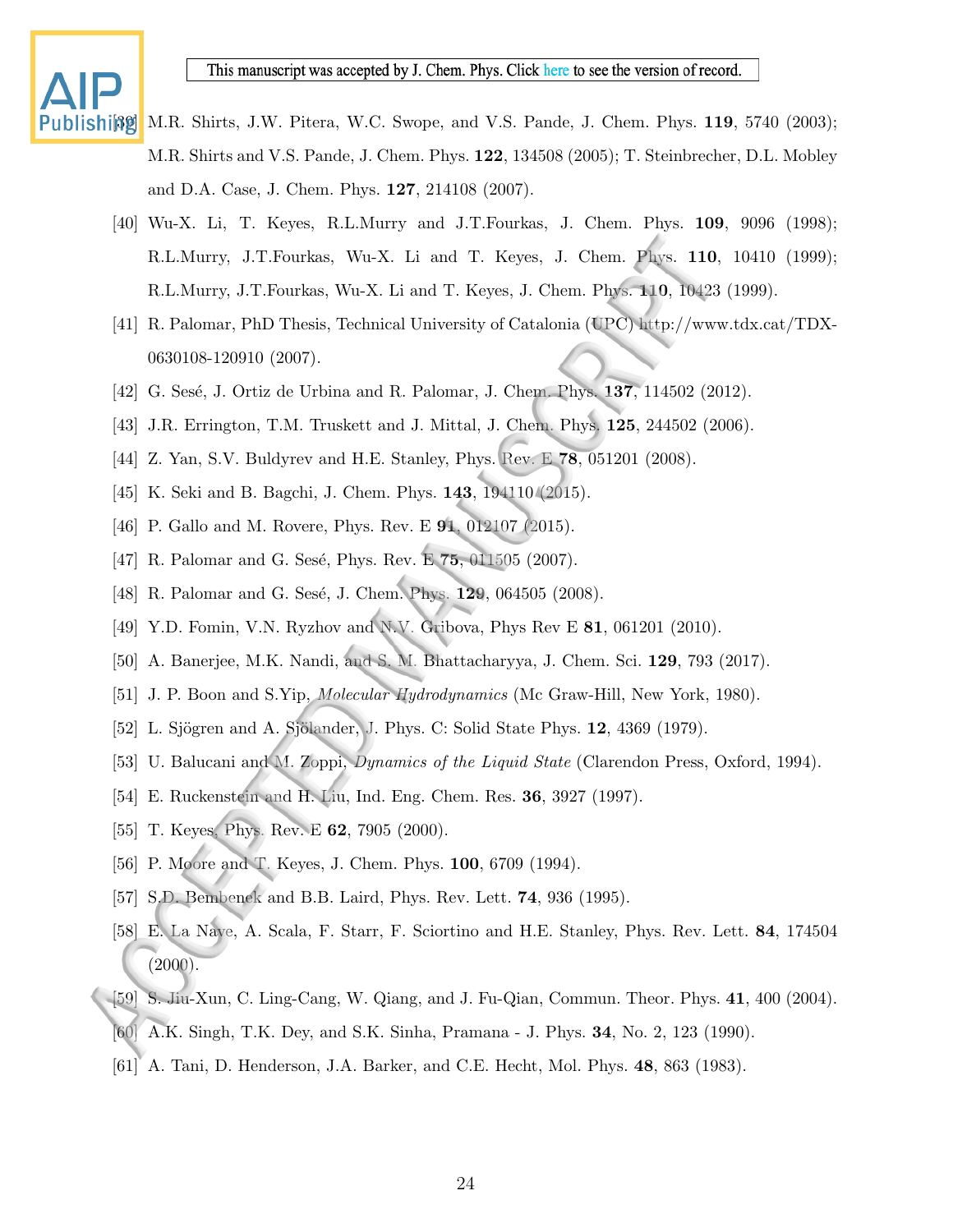[39] M.R. Shirts, J.W. Pitera, W.C. Swope, and V.S. Pande, J. Chem. Phys. **119**, 5740 (2003); M.R. Shirts and V.S. Pande, J. Chem. Phys. **122**, 134508 (2005); T. Steinbrecher, D.L. Mobley and D.A. Case, J. Chem. Phys. **127**, 214108 (2007).

[40] Wu-X. Li, T. Keyes, R.L.Murry and J.T.Fourkas, J. Chem. Phys. **109**, 9096 (1998); R.L.Murry, J.T.Fourkas, Wu-X. Li and T. Keyes, J. Chem. Phys. **110**, 10410 (1999); R.L.Murry, J.T.Fourkas, Wu-X. Li and T. Keyes, J. Chem. Phys. **110**, 10423 (1999).

[41] R. Palomar, PhD Thesis, Technical University of Catalonia (UPC) http://www.tdx.cat/TDX-0630108-120910 (2007).

[42] G. Sesé, J. Ortiz de Urbina and R. Palomar, J. Chem. Phys. **137**, 114502 (2012).

[43] J.R. Errington, T.M. Truskett and J. Mittal, J. Chem. Phys. **125**, 244502 (2006).

[44] Z. Yan, S.V. Buldyrev and H.E. Stanley, Phys. Rev. E **78**, 051201 (2008).

[45] K. Seki and B. Bagchi, J. Chem. Phys. **143**, 194110 (2015).

[46] P. Gallo and M. Rovere, Phys. Rev. E **91**, 012107 (2015).

[47] R. Palomar and G. Sesé, Phys. Rev. E **75**, 011505 (2007).

[48] R. Palomar and G. Sesé, J. Chem. Phys. **129**, 064505 (2008).

[49] Y.D. Fomin, V.N. Ryzhov and N.V. Gribova, Phys Rev E **81**, 061201 (2010).

[50] A. Banerjee, M.K. Nandi, and S. M. Bhattacharyya, J. Chem. Sci. **129**, 793 (2017).

[51] J. P. Boon and S.Yip, *Molecular Hydrodynamics* (Mc Graw-Hill, New York, 1980).

[52] L. Sjögren and A. Sjölander, J. Phys. C: Solid State Phys. **12**, 4369 (1979).

[53] U. Balucani and M. Zoppi, *Dynamics of the Liquid State* (Clarendon Press, Oxford, 1994).

[54] E. Ruckenstein and H. Liu, Ind. Eng. Chem. Res. **36**, 3927 (1997).

[55] T. Keyes, Phys. Rev. E **62**, 7905 (2000).

[56] P. Moore and T. Keyes, J. Chem. Phys. **100**, 6709 (1994).

[57] S.D. Bembenek and B.B. Laird, Phys. Rev. Lett. **74**, 936 (1995).

[58] E. La Nave, A. Scala, F. Starr, F. Sciortino and H.E. Stanley, Phys. Rev. Lett. **84**, 174504 (2000).

[59] S. Jiu-Xun, C. Ling-Cang, W. Qiang, and J. Fu-Qian, Commun. Theor. Phys. **41**, 400 (2004).

[60] A.K. Singh, T.K. Dey, and S.K. Sinha, Pramana - J. Phys. **34**, No. 2, 123 (1990).

[61] A. Tani, D. Henderson, J.A. Barker, and C.E. Hecht, Mol. Phys. **48**, 863 (1983).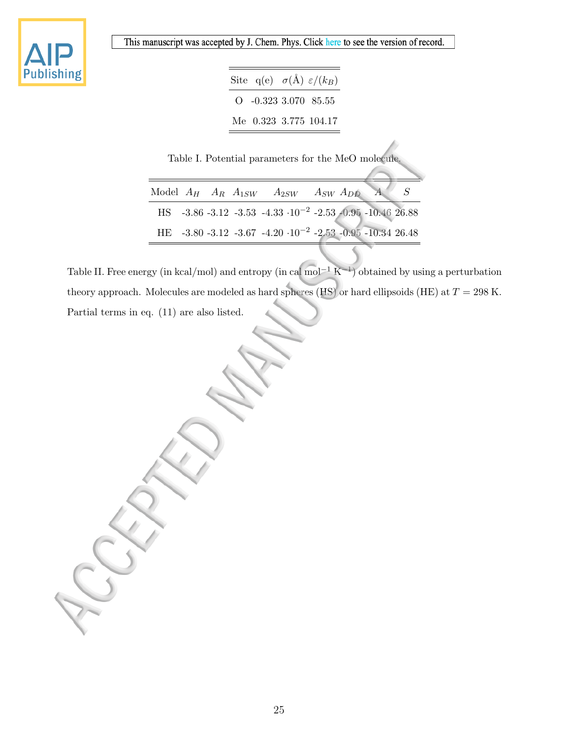| Site | q(e) | $\sigma$(Å) | $\varepsilon/(k_B)$ |
|---|---|---|---|
| O | -0.323 | 3.070 | 85.55 |
| Me | 0.323 | 3.775 | 104.17 |

Table I. Potential parameters for the MeO molecule.

| Model | $A_H$ | $A_R$ | $A_{1SW}$ | $A_{2SW}$ | $A_{SW}$ | $A_{DD}$ | $A$ | $S$ |
|---|---|---|---|---|---|---|---|---|
| HS | -3.86 | -3.12 | -3.53 | -4.33 $\cdot 10^{-2}$ | -2.53 | -0.95 | -10.46 | 26.88 |
| HE | -3.80 | -3.12 | -3.67 | -4.20 $\cdot 10^{-2}$ | -2.53 | -0.95 | -10.34 | 26.48 |

Table II. Free energy (in kcal/mol) and entropy (in cal mol$^{-1}$ K$^{-1}$) obtained by using a perturbation theory approach. Molecules are modeled as hard spheres (HS) or hard ellipsoids (HE) at $T = 298$ K. Partial terms in eq. (11) are also listed.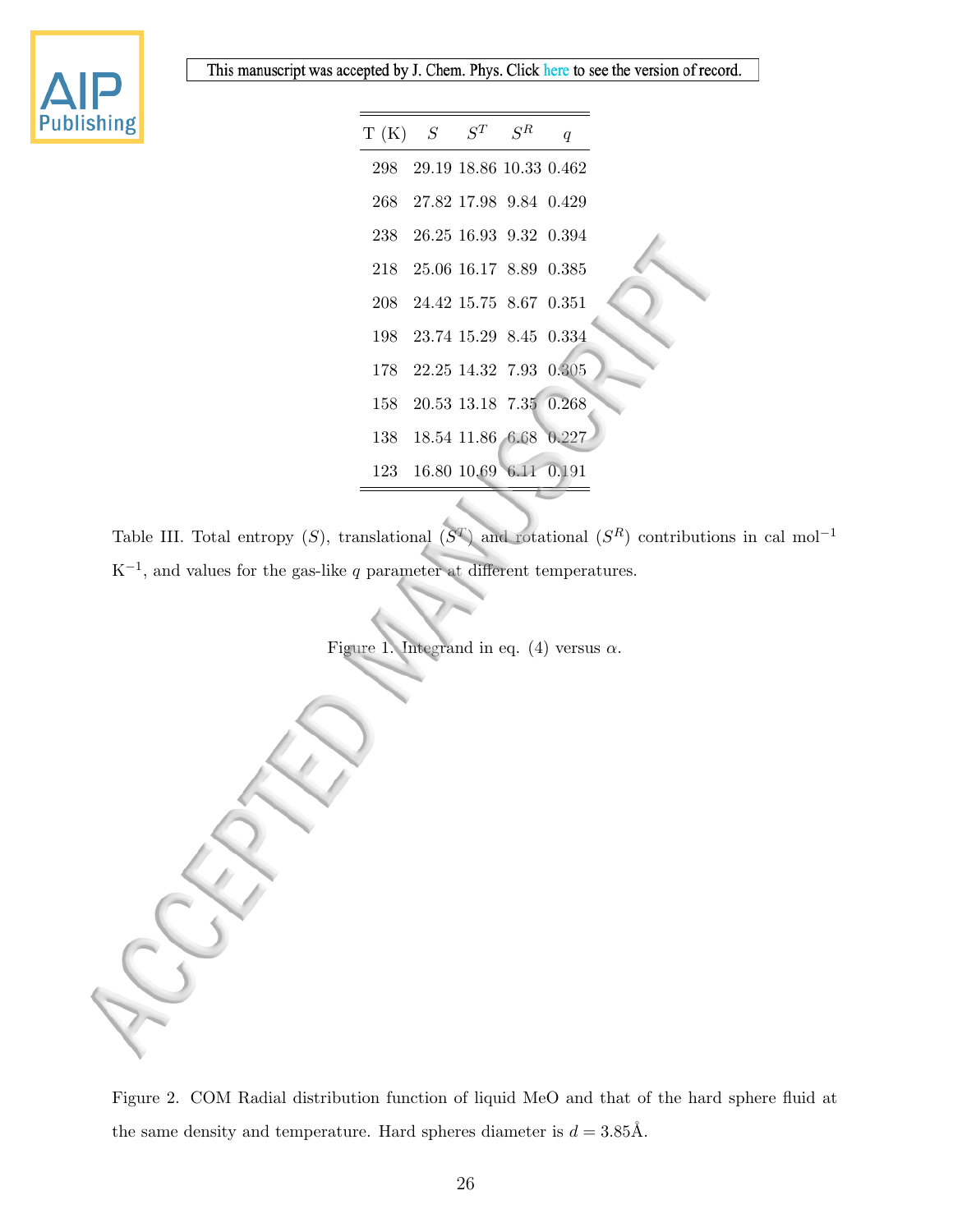| T (K) | $S$ | $S^T$ | $S^R$ | $q$ |
|---|---|---|---|---|
| 298 | 29.19 | 18.86 | 10.33 | 0.462 |
| 268 | 27.82 | 17.98 | 9.84 | 0.429 |
| 238 | 26.25 | 16.93 | 9.32 | 0.394 |
| 218 | 25.06 | 16.17 | 8.89 | 0.385 |
| 208 | 24.42 | 15.75 | 8.67 | 0.351 |
| 198 | 23.74 | 15.29 | 8.45 | 0.334 |
| 178 | 22.25 | 14.32 | 7.93 | 0.305 |
| 158 | 20.53 | 13.18 | 7.35 | 0.268 |
| 138 | 18.54 | 11.86 | 6.68 | 0.227 |
| 123 | 16.80 | 10.69 | 6.11 | 0.191 |

Table III. Total entropy ($S$), translational ($S^T$) and rotational ($S^R$) contributions in cal mol$^{-1}$ K$^{-1}$, and values for the gas-like $q$ parameter at different temperatures.

Figure 1. Integrand in eq. (4) versus $\alpha$.

Figure 2. COM Radial distribution function of liquid MeO and that of the hard sphere fluid at the same density and temperature. Hard spheres diameter is $d = 3.85$Å.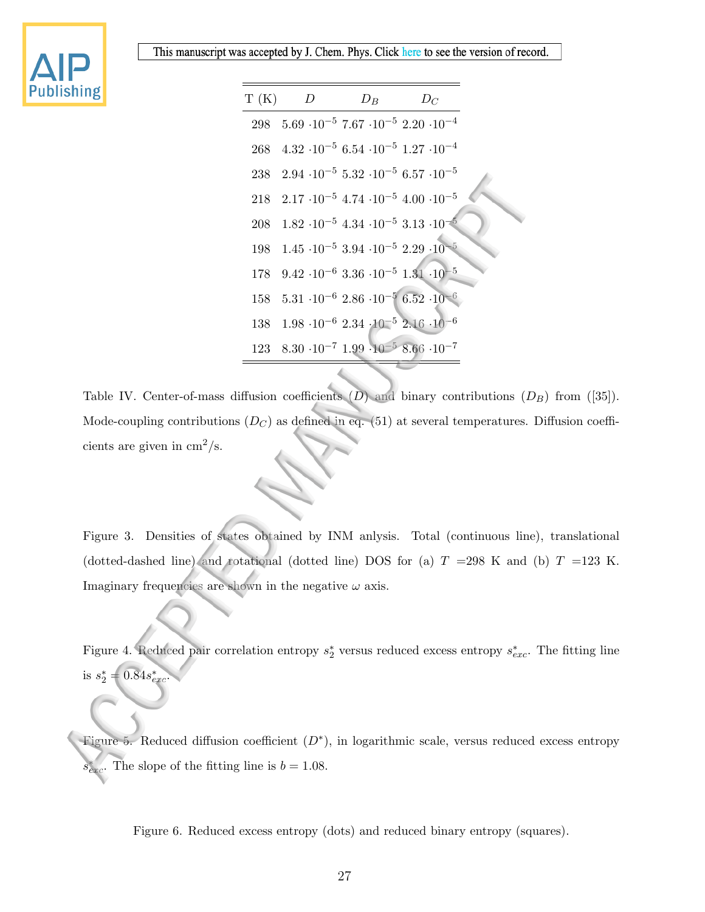| T (K) | $D$ | $D_B$ | $D_C$ |
|---|---|---|---|
| 298 | $5.69 \cdot 10^{-5}$ | $7.67 \cdot 10^{-5}$ | $2.20 \cdot 10^{-4}$ |
| 268 | $4.32 \cdot 10^{-5}$ | $6.54 \cdot 10^{-5}$ | $1.27 \cdot 10^{-4}$ |
| 238 | $2.94 \cdot 10^{-5}$ | $5.32 \cdot 10^{-5}$ | $6.57 \cdot 10^{-5}$ |
| 218 | $2.17 \cdot 10^{-5}$ | $4.74 \cdot 10^{-5}$ | $4.00 \cdot 10^{-5}$ |
| 208 | $1.82 \cdot 10^{-5}$ | $4.34 \cdot 10^{-5}$ | $3.13 \cdot 10^{-5}$ |
| 198 | $1.45 \cdot 10^{-5}$ | $3.94 \cdot 10^{-5}$ | $2.29 \cdot 10^{-5}$ |
| 178 | $9.42 \cdot 10^{-6}$ | $3.36 \cdot 10^{-5}$ | $1.31 \cdot 10^{-5}$ |
| 158 | $5.31 \cdot 10^{-6}$ | $2.86 \cdot 10^{-5}$ | $6.52 \cdot 10^{-6}$ |
| 138 | $1.98 \cdot 10^{-6}$ | $2.34 \cdot 10^{-5}$ | $2.16 \cdot 10^{-6}$ |
| 123 | $8.30 \cdot 10^{-7}$ | $1.99 \cdot 10^{-5}$ | $8.66 \cdot 10^{-7}$ |

Table IV. Center-of-mass diffusion coefficients ($D$) and binary contributions ($D_B$) from ([35]). Mode-coupling contributions ($D_C$) as defined in eq. (51) at several temperatures. Diffusion coefficients are given in $cm^2/s$.

Figure 3. Densities of states obtained by INM anlysis. Total (continuous line), translational (dotted-dashed line) and rotational (dotted line) DOS for (a) $T$ =298 K and (b) $T$ =123 K. Imaginary frequencies are shown in the negative $\omega$ axis.

Figure 4. Reduced pair correlation entropy $s_2^*$ versus reduced excess entropy $s_{exc}^*$. The fitting line is $s_2^* = 0.84 s_{exc}^*$.

Figure 5. Reduced diffusion coefficient ($D^*$), in logarithmic scale, versus reduced excess entropy $s_{exc}^*$. The slope of the fitting line is $b = 1.08$.

Figure 6. Reduced excess entropy (dots) and reduced binary entropy (squares).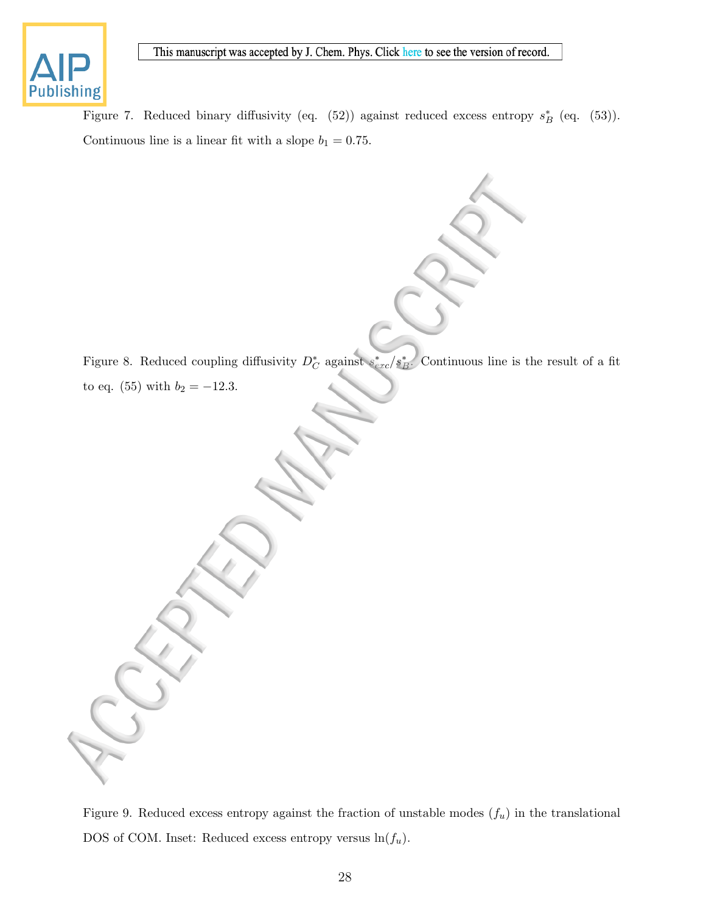Figure 7. Reduced binary diffusivity (eq. (52)) against reduced excess entropy $s_B^*$ (eq. (53)). Continuous line is a linear fit with a slope $b_1 = 0.75$.

Figure 8. Reduced coupling diffusivity $D_C^*$ against $s_{exc}^*/s_B^*$. Continuous line is the result of a fit to eq. (55) with $b_2 = -12.3$.

Figure 9. Reduced excess entropy against the fraction of unstable modes ($f_u$) in the translational DOS of COM. Inset: Reduced excess entropy versus $\ln(f_u)$.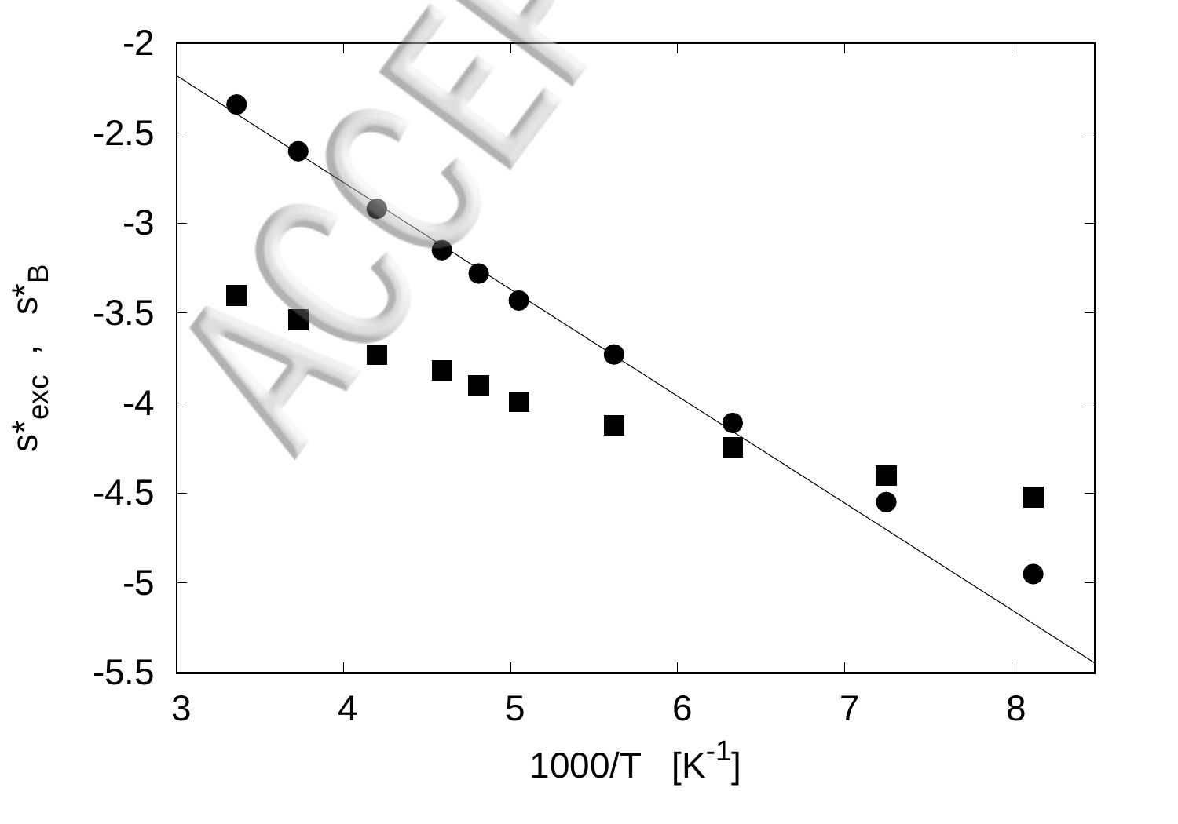$s^*_{exc}$ , $s^*_B$

$1000/T$ [$K^{-1}$]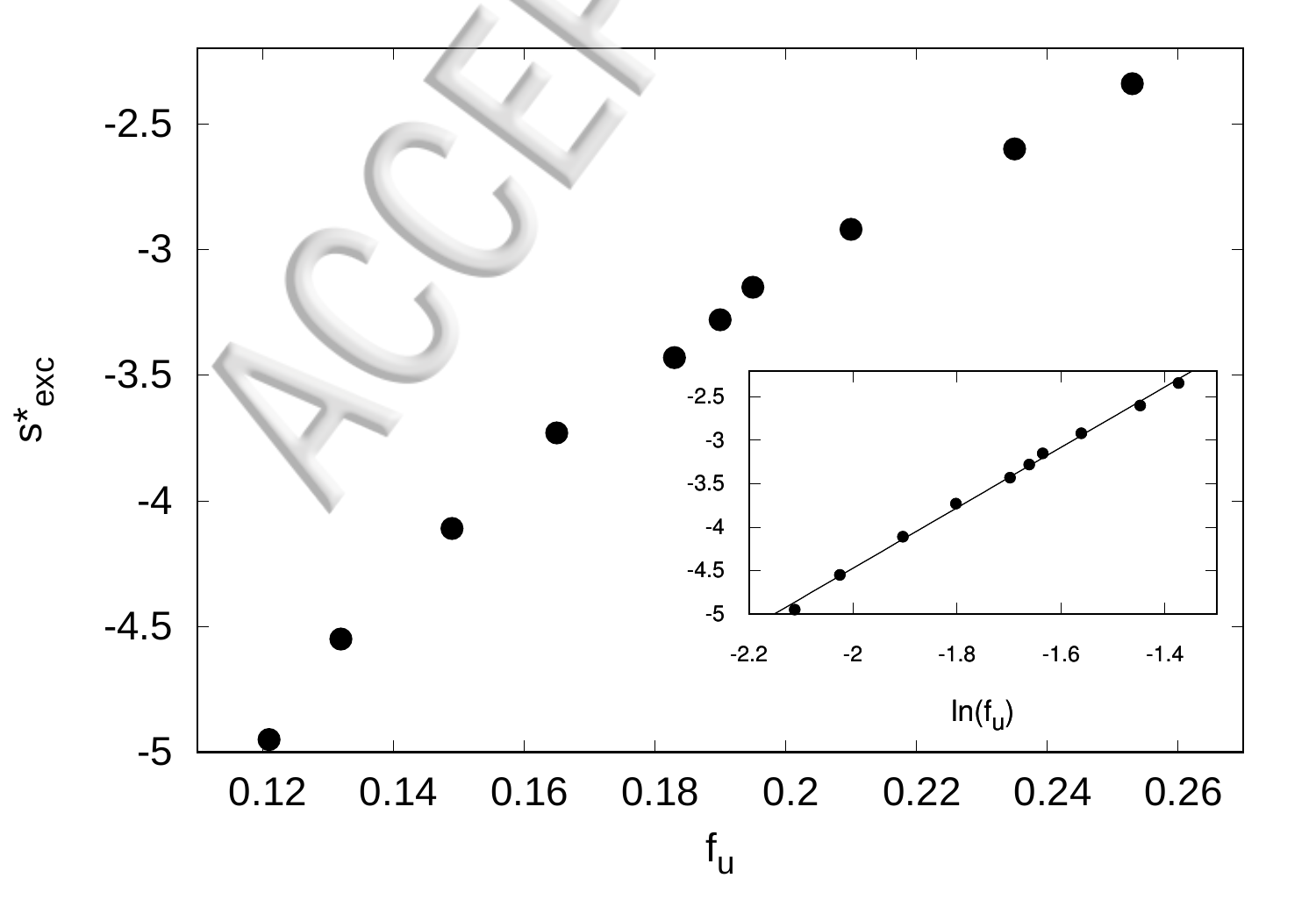ACCEPTED

$s^*_{exc}$

-2.5
-3
-3.5
-4
-4.5
-5

0.12 0.14 0.16 0.18 0.2 0.22 0.24 0.26

$f_u$

-2.5
-3
-3.5
-4
-4.5
-5

-2.2 -2 -1.8 -1.6 -1.4

$\ln(f_u)$